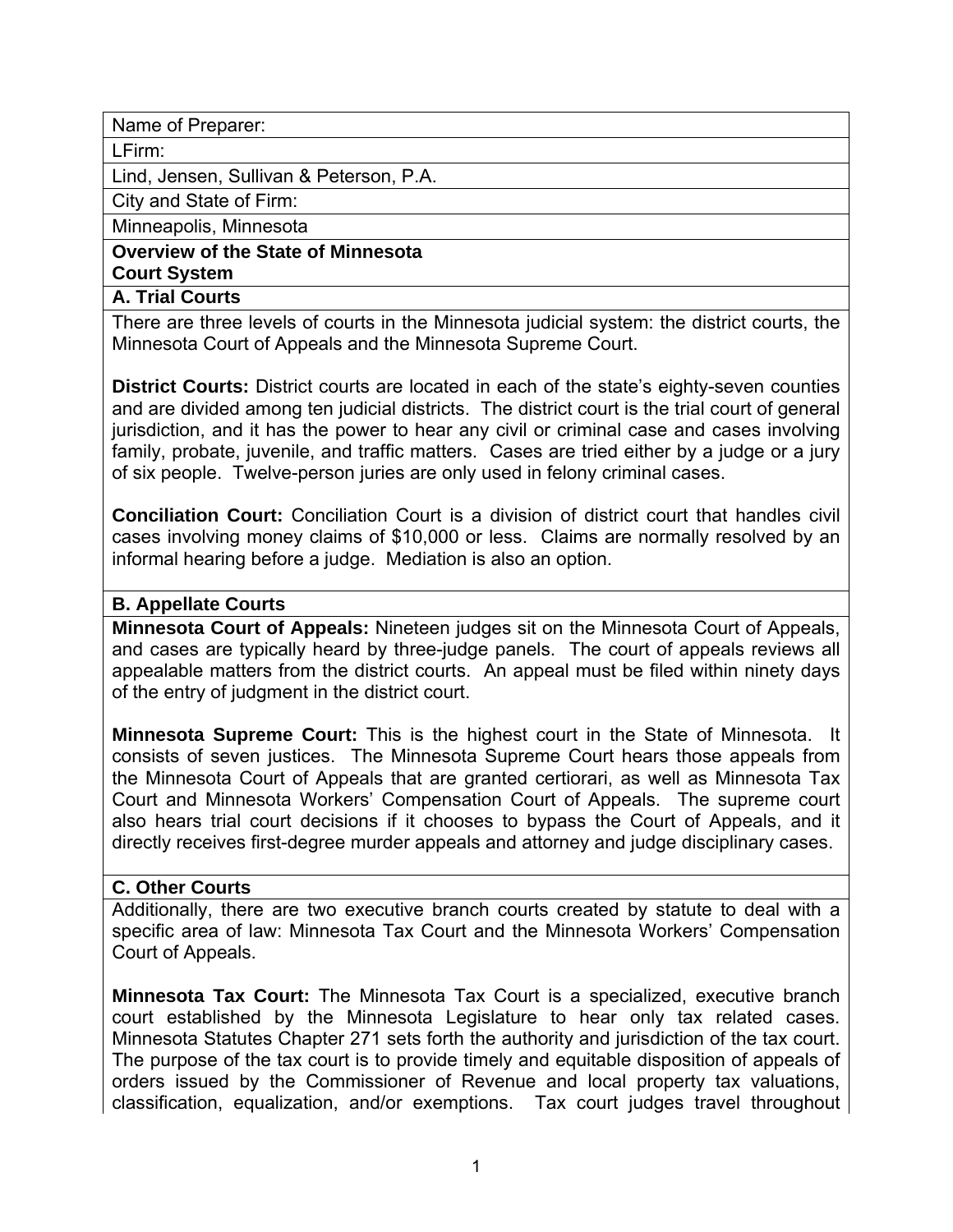Name of Preparer:

LFirm:

Lind, Jensen, Sullivan & Peterson, P.A.

City and State of Firm:

Minneapolis, Minnesota

**Overview of the State of Minnesota**
**Court System**

**A. Trial Courts**

There are three levels of courts in the Minnesota judicial system: the district courts, the Minnesota Court of Appeals and the Minnesota Supreme Court.

**District Courts:** District courts are located in each of the state's eighty-seven counties and are divided among ten judicial districts. The district court is the trial court of general jurisdiction, and it has the power to hear any civil or criminal case and cases involving family, probate, juvenile, and traffic matters. Cases are tried either by a judge or a jury of six people. Twelve-person juries are only used in felony criminal cases.

**Conciliation Court:** Conciliation Court is a division of district court that handles civil cases involving money claims of $10,000 or less. Claims are normally resolved by an informal hearing before a judge. Mediation is also an option.

**B. Appellate Courts**

**Minnesota Court of Appeals:** Nineteen judges sit on the Minnesota Court of Appeals, and cases are typically heard by three-judge panels. The court of appeals reviews all appealable matters from the district courts. An appeal must be filed within ninety days of the entry of judgment in the district court.

**Minnesota Supreme Court:** This is the highest court in the State of Minnesota. It consists of seven justices. The Minnesota Supreme Court hears those appeals from the Minnesota Court of Appeals that are granted certiorari, as well as Minnesota Tax Court and Minnesota Workers' Compensation Court of Appeals. The supreme court also hears trial court decisions if it chooses to bypass the Court of Appeals, and it directly receives first-degree murder appeals and attorney and judge disciplinary cases.

**C. Other Courts**

Additionally, there are two executive branch courts created by statute to deal with a specific area of law: Minnesota Tax Court and the Minnesota Workers' Compensation Court of Appeals.

**Minnesota Tax Court:** The Minnesota Tax Court is a specialized, executive branch court established by the Minnesota Legislature to hear only tax related cases. Minnesota Statutes Chapter 271 sets forth the authority and jurisdiction of the tax court. The purpose of the tax court is to provide timely and equitable disposition of appeals of orders issued by the Commissioner of Revenue and local property tax valuations, classification, equalization, and/or exemptions. Tax court judges travel throughout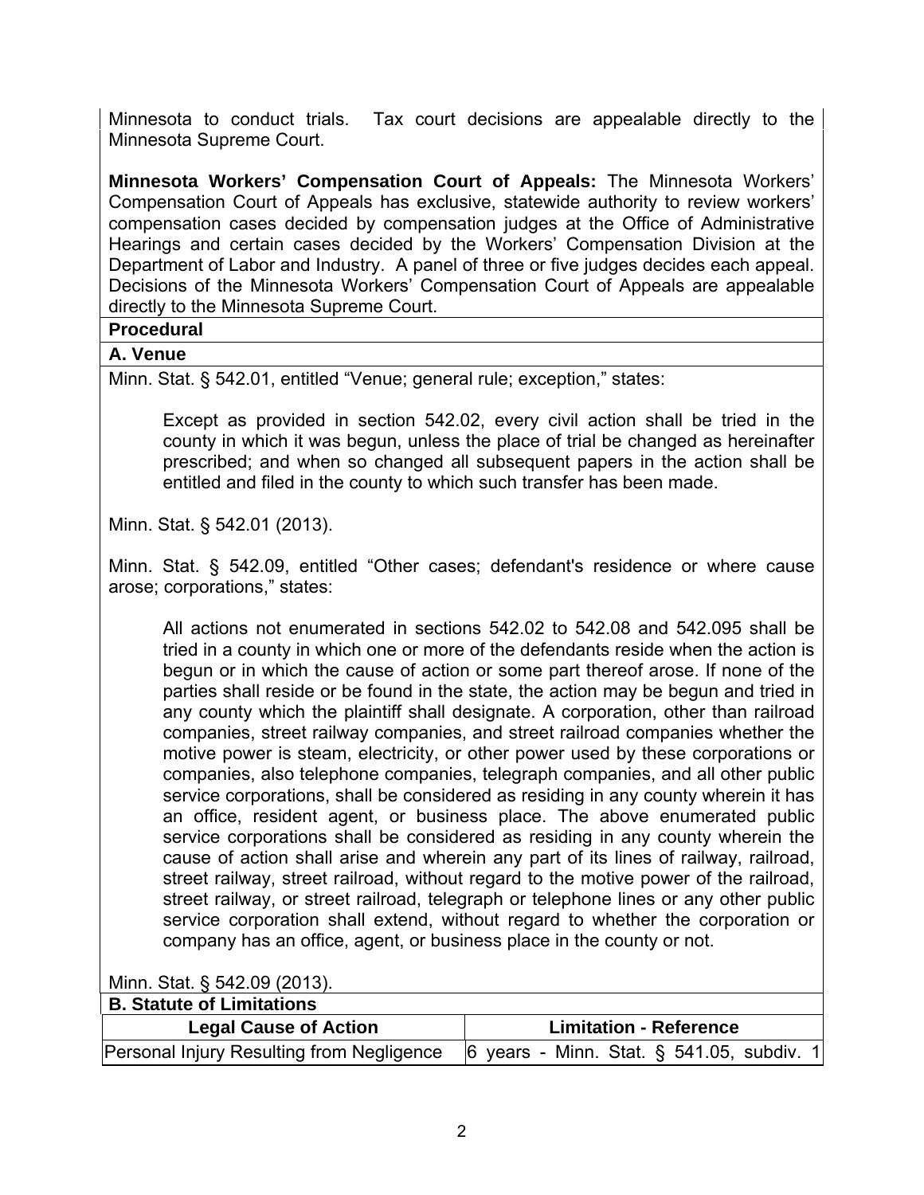Minnesota to conduct trials. Tax court decisions are appealable directly to the Minnesota Supreme Court.

**Minnesota Workers' Compensation Court of Appeals:** The Minnesota Workers' Compensation Court of Appeals has exclusive, statewide authority to review workers' compensation cases decided by compensation judges at the Office of Administrative Hearings and certain cases decided by the Workers' Compensation Division at the Department of Labor and Industry. A panel of three or five judges decides each appeal. Decisions of the Minnesota Workers' Compensation Court of Appeals are appealable directly to the Minnesota Supreme Court.

## Procedural

### A. Venue

Minn. Stat. § 542.01, entitled "Venue; general rule; exception," states:

> Except as provided in section 542.02, every civil action shall be tried in the county in which it was begun, unless the place of trial be changed as hereinafter prescribed; and when so changed all subsequent papers in the action shall be entitled and filed in the county to which such transfer has been made.

Minn. Stat. § 542.01 (2013).

Minn. Stat. § 542.09, entitled "Other cases; defendant's residence or where cause arose; corporations," states:

> All actions not enumerated in sections 542.02 to 542.08 and 542.095 shall be tried in a county in which one or more of the defendants reside when the action is begun or in which the cause of action or some part thereof arose. If none of the parties shall reside or be found in the state, the action may be begun and tried in any county which the plaintiff shall designate. A corporation, other than railroad companies, street railway companies, and street railroad companies whether the motive power is steam, electricity, or other power used by these corporations or companies, also telephone companies, telegraph companies, and all other public service corporations, shall be considered as residing in any county wherein it has an office, resident agent, or business place. The above enumerated public service corporations shall be considered as residing in any county wherein the cause of action shall arise and wherein any part of its lines of railway, railroad, street railway, street railroad, without regard to the motive power of the railroad, street railway, or street railroad, telegraph or telephone lines or any other public service corporation shall extend, without regard to whether the corporation or company has an office, agent, or business place in the county or not.

Minn. Stat. § 542.09 (2013).

### B. Statute of Limitations

| Legal Cause of Action | Limitation - Reference |
|---|---|
| Personal Injury Resulting from Negligence | 6 years - Minn. Stat. § 541.05, subdiv. 1 |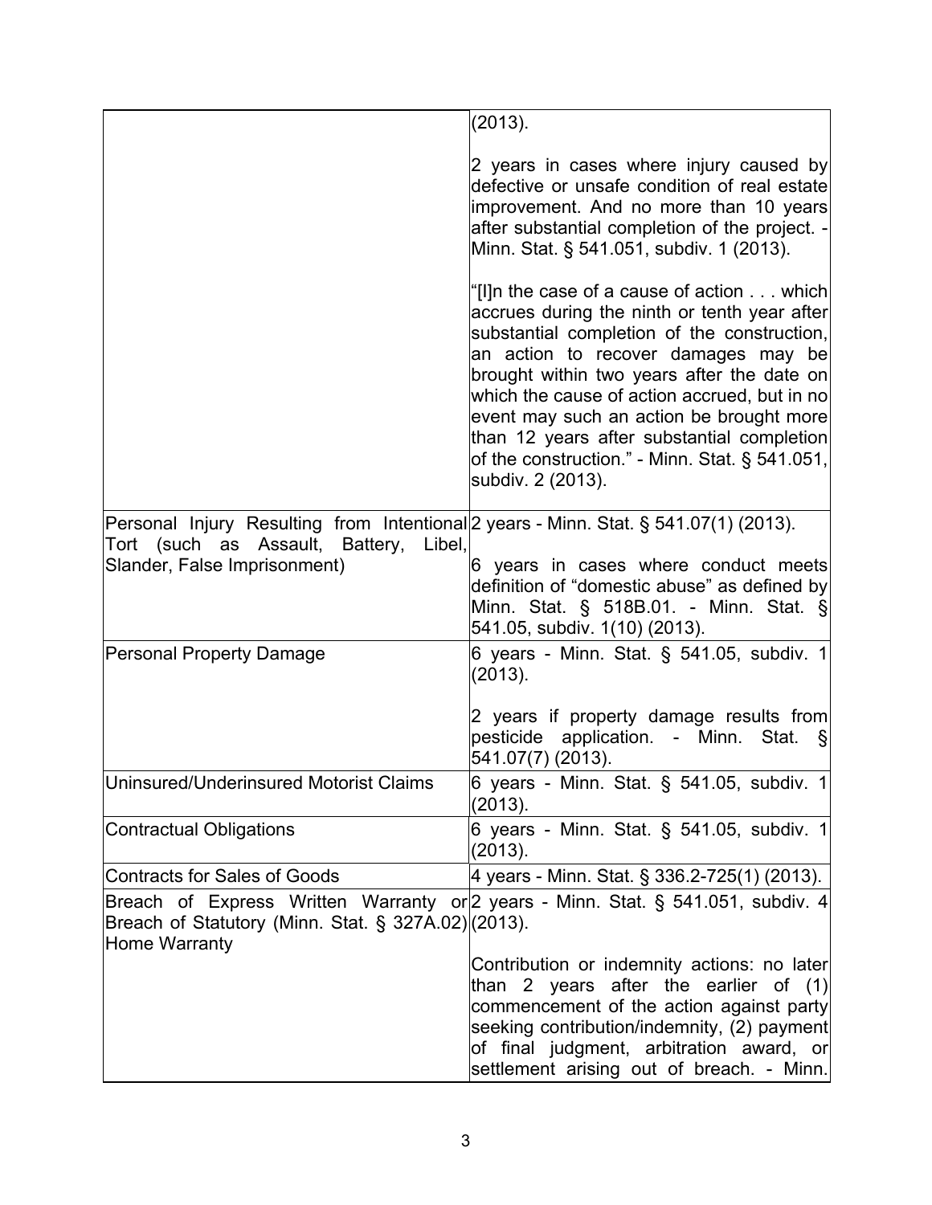| | |
|---|---|
| | (2013).<br><br>2 years in cases where injury caused by defective or unsafe condition of real estate improvement. And no more than 10 years after substantial completion of the project. - Minn. Stat. § 541.051, subdiv. 1 (2013).<br><br>"[I]n the case of a cause of action . . . which accrues during the ninth or tenth year after substantial completion of the construction, an action to recover damages may be brought within two years after the date on which the cause of action accrued, but in no event may such an action be brought more than 12 years after substantial completion of the construction." - Minn. Stat. § 541.051, subdiv. 2 (2013). |
| Personal Injury Resulting from Intentional Tort (such as Assault, Battery, Libel, Slander, False Imprisonment) | 2 years - Minn. Stat. § 541.07(1) (2013).<br><br>6 years in cases where conduct meets definition of "domestic abuse" as defined by Minn. Stat. § 518B.01. - Minn. Stat. § 541.05, subdiv. 1(10) (2013). |
| Personal Property Damage | 6 years - Minn. Stat. § 541.05, subdiv. 1 (2013).<br><br>2 years if property damage results from pesticide application. - Minn. Stat. § 541.07(7) (2013). |
| Uninsured/Underinsured Motorist Claims | 6 years - Minn. Stat. § 541.05, subdiv. 1 (2013). |
| Contractual Obligations | 6 years - Minn. Stat. § 541.05, subdiv. 1 (2013). |
| Contracts for Sales of Goods | 4 years - Minn. Stat. § 336.2-725(1) (2013). |
| Breach of Express Written Warranty or Breach of Statutory (Minn. Stat. § 327A.02) Home Warranty | 2 years - Minn. Stat. § 541.051, subdiv. 4 (2013).<br><br>Contribution or indemnity actions: no later than 2 years after the earlier of (1) commencement of the action against party seeking contribution/indemnity, (2) payment of final judgment, arbitration award, or settlement arising out of breach. - Minn. |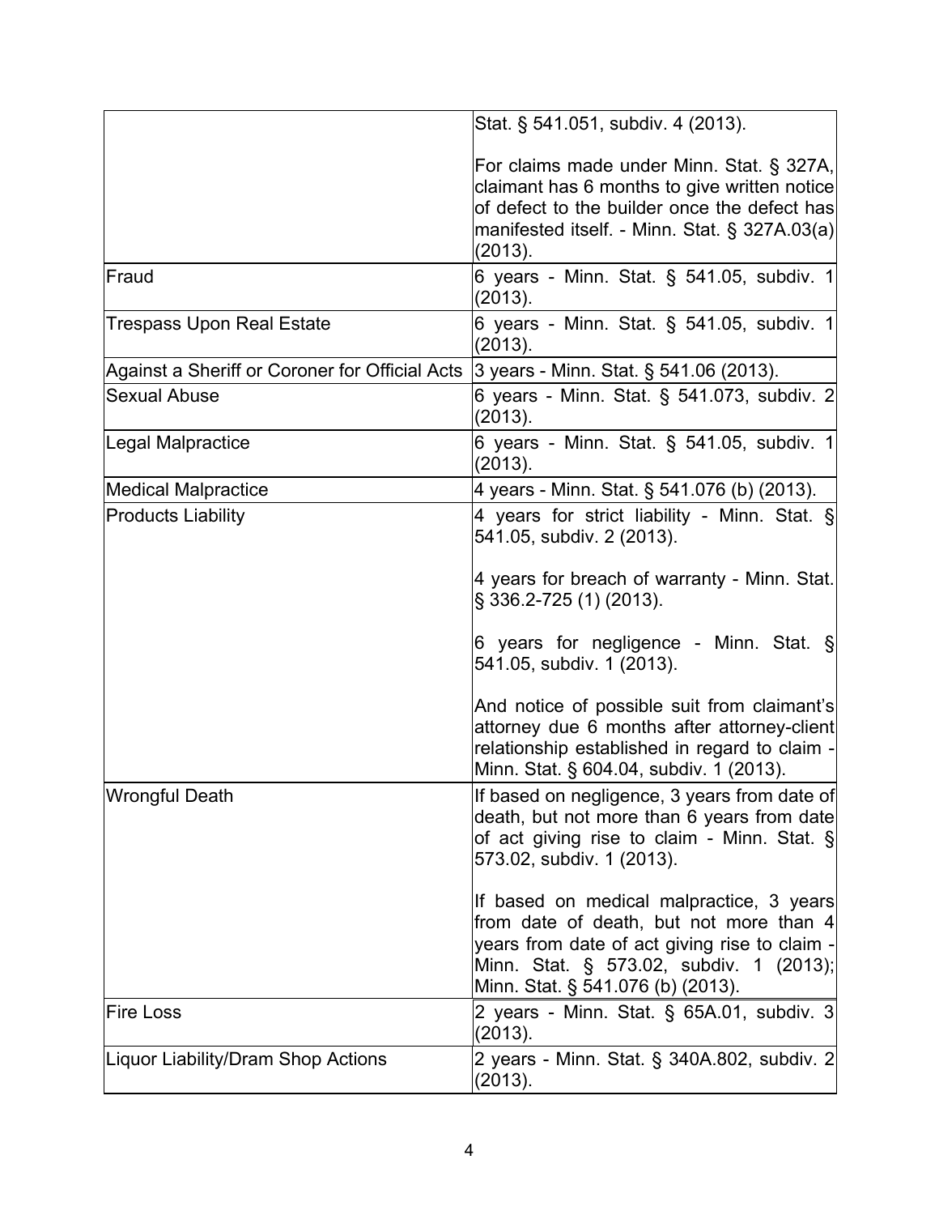| | |
|---|---|
| | Stat. § 541.051, subdiv. 4 (2013).<br><br>For claims made under Minn. Stat. § 327A, claimant has 6 months to give written notice of defect to the builder once the defect has manifested itself. - Minn. Stat. § 327A.03(a) (2013). |
| Fraud | 6 years - Minn. Stat. § 541.05, subdiv. 1 (2013). |
| Trespass Upon Real Estate | 6 years - Minn. Stat. § 541.05, subdiv. 1 (2013). |
| Against a Sheriff or Coroner for Official Acts | 3 years - Minn. Stat. § 541.06 (2013). |
| Sexual Abuse | 6 years - Minn. Stat. § 541.073, subdiv. 2 (2013). |
| Legal Malpractice | 6 years - Minn. Stat. § 541.05, subdiv. 1 (2013). |
| Medical Malpractice | 4 years - Minn. Stat. § 541.076 (b) (2013). |
| Products Liability | 4 years for strict liability - Minn. Stat. § 541.05, subdiv. 2 (2013).<br><br>4 years for breach of warranty - Minn. Stat. § 336.2-725 (1) (2013).<br><br>6 years for negligence - Minn. Stat. § 541.05, subdiv. 1 (2013).<br><br>And notice of possible suit from claimant's attorney due 6 months after attorney-client relationship established in regard to claim - Minn. Stat. § 604.04, subdiv. 1 (2013). |
| Wrongful Death | If based on negligence, 3 years from date of death, but not more than 6 years from date of act giving rise to claim - Minn. Stat. § 573.02, subdiv. 1 (2013).<br><br>If based on medical malpractice, 3 years from date of death, but not more than 4 years from date of act giving rise to claim - Minn. Stat. § 573.02, subdiv. 1 (2013); Minn. Stat. § 541.076 (b) (2013). |
| Fire Loss | 2 years - Minn. Stat. § 65A.01, subdiv. 3 (2013). |
| Liquor Liability/Dram Shop Actions | 2 years - Minn. Stat. § 340A.802, subdiv. 2 (2013). |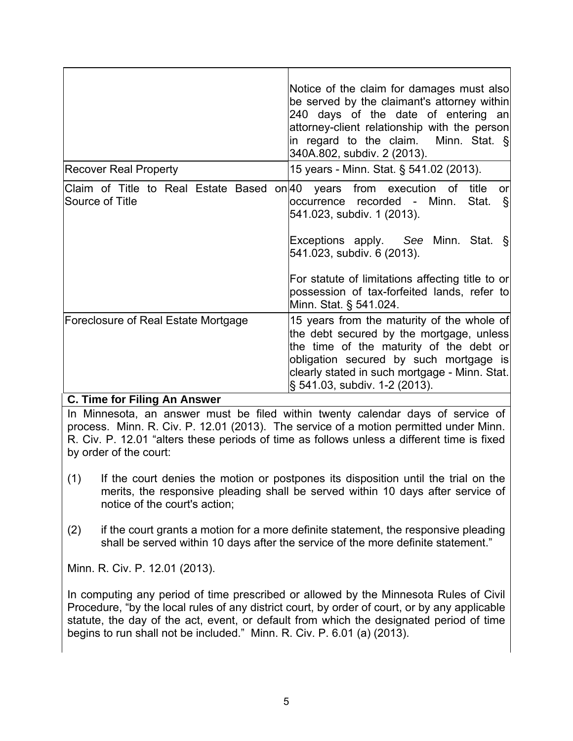| | |
|---|---|
| | Notice of the claim for damages must also be served by the claimant's attorney within 240 days of the date of entering an attorney-client relationship with the person in regard to the claim. Minn. Stat. § 340A.802, subdiv. 2 (2013). |
| Recover Real Property | 15 years - Minn. Stat. § 541.02 (2013). |
| Claim of Title to Real Estate Based on Source of Title | 40 years from execution of title or occurrence recorded - Minn. Stat. § 541.023, subdiv. 1 (2013).<br><br>Exceptions apply. *See* Minn. Stat. § 541.023, subdiv. 6 (2013).<br><br>For statute of limitations affecting title to or possession of tax-forfeited lands, refer to Minn. Stat. § 541.024. |
| Foreclosure of Real Estate Mortgage | 15 years from the maturity of the whole of the debt secured by the mortgage, unless the time of the maturity of the debt or obligation secured by such mortgage is clearly stated in such mortgage - Minn. Stat. § 541.03, subdiv. 1-2 (2013). |

**C. Time for Filing An Answer**

In Minnesota, an answer must be filed within twenty calendar days of service of process. Minn. R. Civ. P. 12.01 (2013). The service of a motion permitted under Minn. R. Civ. P. 12.01 "alters these periods of time as follows unless a different time is fixed by order of the court:

(1) If the court denies the motion or postpones its disposition until the trial on the merits, the responsive pleading shall be served within 10 days after service of notice of the court's action;

(2) if the court grants a motion for a more definite statement, the responsive pleading shall be served within 10 days after the service of the more definite statement."

Minn. R. Civ. P. 12.01 (2013).

In computing any period of time prescribed or allowed by the Minnesota Rules of Civil Procedure, "by the local rules of any district court, by order of court, or by any applicable statute, the day of the act, event, or default from which the designated period of time begins to run shall not be included." Minn. R. Civ. P. 6.01 (a) (2013).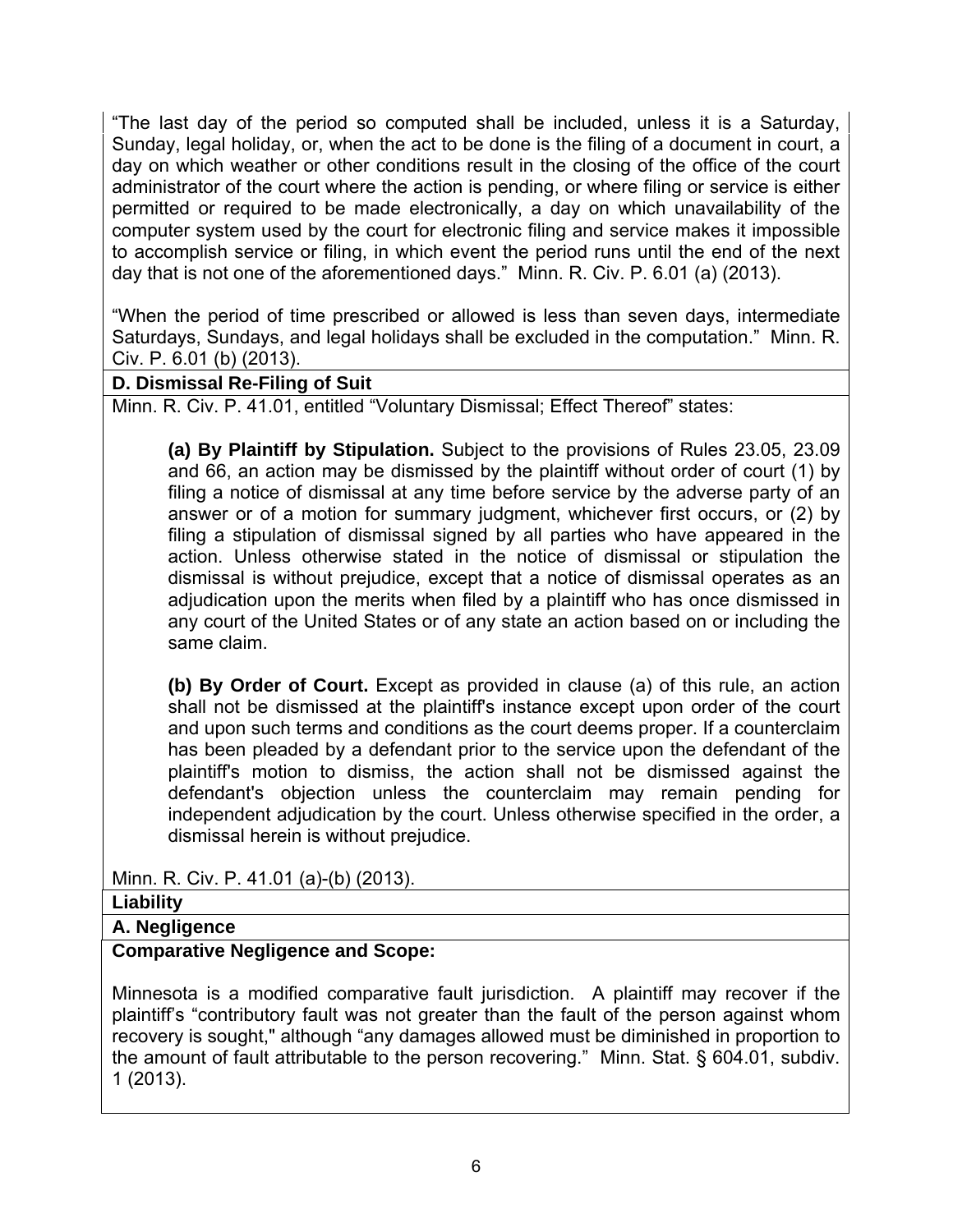"The last day of the period so computed shall be included, unless it is a Saturday, Sunday, legal holiday, or, when the act to be done is the filing of a document in court, a day on which weather or other conditions result in the closing of the office of the court administrator of the court where the action is pending, or where filing or service is either permitted or required to be made electronically, a day on which unavailability of the computer system used by the court for electronic filing and service makes it impossible to accomplish service or filing, in which event the period runs until the end of the next day that is not one of the aforementioned days." Minn. R. Civ. P. 6.01 (a) (2013).

"When the period of time prescribed or allowed is less than seven days, intermediate Saturdays, Sundays, and legal holidays shall be excluded in the computation." Minn. R. Civ. P. 6.01 (b) (2013).

**D. Dismissal Re-Filing of Suit**

Minn. R. Civ. P. 41.01, entitled "Voluntary Dismissal; Effect Thereof" states:

> **(a) By Plaintiff by Stipulation.** Subject to the provisions of Rules 23.05, 23.09 and 66, an action may be dismissed by the plaintiff without order of court (1) by filing a notice of dismissal at any time before service by the adverse party of an answer or of a motion for summary judgment, whichever first occurs, or (2) by filing a stipulation of dismissal signed by all parties who have appeared in the action. Unless otherwise stated in the notice of dismissal or stipulation the dismissal is without prejudice, except that a notice of dismissal operates as an adjudication upon the merits when filed by a plaintiff who has once dismissed in any court of the United States or of any state an action based on or including the same claim.
>
> **(b) By Order of Court.** Except as provided in clause (a) of this rule, an action shall not be dismissed at the plaintiff's instance except upon order of the court and upon such terms and conditions as the court deems proper. If a counterclaim has been pleaded by a defendant prior to the service upon the defendant of the plaintiff's motion to dismiss, the action shall not be dismissed against the defendant's objection unless the counterclaim may remain pending for independent adjudication by the court. Unless otherwise specified in the order, a dismissal herein is without prejudice.

Minn. R. Civ. P. 41.01 (a)-(b) (2013).

**Liability**

**A. Negligence**

**Comparative Negligence and Scope:**

Minnesota is a modified comparative fault jurisdiction. A plaintiff may recover if the plaintiff's "contributory fault was not greater than the fault of the person against whom recovery is sought," although "any damages allowed must be diminished in proportion to the amount of fault attributable to the person recovering." Minn. Stat. § 604.01, subdiv. 1 (2013).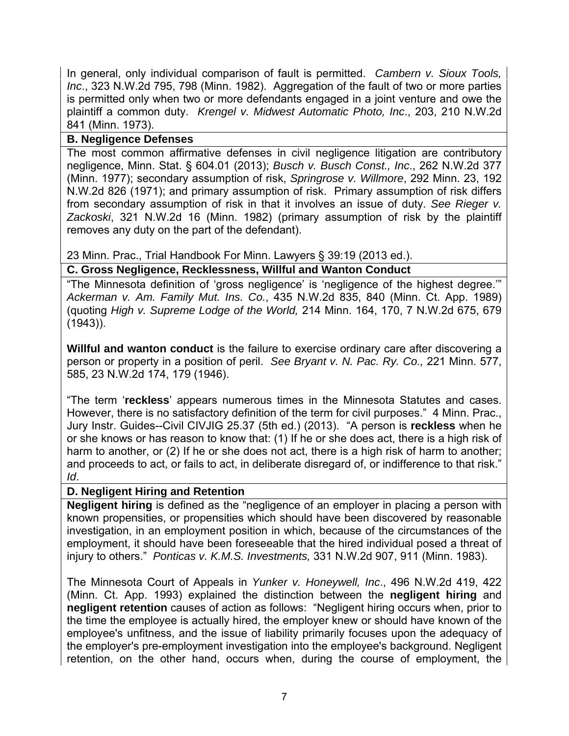In general, only individual comparison of fault is permitted. *Cambern v. Sioux Tools, Inc*., 323 N.W.2d 795, 798 (Minn. 1982). Aggregation of the fault of two or more parties is permitted only when two or more defendants engaged in a joint venture and owe the plaintiff a common duty. *Krengel v. Midwest Automatic Photo, Inc*., 203, 210 N.W.2d 841 (Minn. 1973).

**B. Negligence Defenses**

The most common affirmative defenses in civil negligence litigation are contributory negligence, Minn. Stat. § 604.01 (2013); *Busch v. Busch Const., Inc*., 262 N.W.2d 377 (Minn. 1977); secondary assumption of risk, *Springrose v. Willmore*, 292 Minn. 23, 192 N.W.2d 826 (1971); and primary assumption of risk. Primary assumption of risk differs from secondary assumption of risk in that it involves an issue of duty. *See Rieger v. Zackoski*, 321 N.W.2d 16 (Minn. 1982) (primary assumption of risk by the plaintiff removes any duty on the part of the defendant).

23 Minn. Prac., Trial Handbook For Minn. Lawyers § 39:19 (2013 ed.).

**C. Gross Negligence, Recklessness, Willful and Wanton Conduct**

"The Minnesota definition of 'gross negligence' is 'negligence of the highest degree.'" *Ackerman v. Am. Family Mut. Ins. Co.*, 435 N.W.2d 835, 840 (Minn. Ct. App. 1989) (quoting *High v. Supreme Lodge of the World,* 214 Minn. 164, 170, 7 N.W.2d 675, 679 (1943)).

**Willful and wanton conduct** is the failure to exercise ordinary care after discovering a person or property in a position of peril. *See Bryant v. N. Pac. Ry. Co.,* 221 Minn. 577, 585, 23 N.W.2d 174, 179 (1946).

"The term '**reckless**' appears numerous times in the Minnesota Statutes and cases. However, there is no satisfactory definition of the term for civil purposes." 4 Minn. Prac., Jury Instr. Guides--Civil CIVJIG 25.37 (5th ed.) (2013). "A person is **reckless** when he or she knows or has reason to know that: (1) If he or she does act, there is a high risk of harm to another, or (2) If he or she does not act, there is a high risk of harm to another; and proceeds to act, or fails to act, in deliberate disregard of, or indifference to that risk." *Id*.

**D. Negligent Hiring and Retention**

**Negligent hiring** is defined as the "negligence of an employer in placing a person with known propensities, or propensities which should have been discovered by reasonable investigation, in an employment position in which, because of the circumstances of the employment, it should have been foreseeable that the hired individual posed a threat of injury to others." *Ponticas v. K.M.S. Investments,* 331 N.W.2d 907, 911 (Minn. 1983).

The Minnesota Court of Appeals in *Yunker v. Honeywell, Inc*., 496 N.W.2d 419, 422 (Minn. Ct. App. 1993) explained the distinction between the **negligent hiring** and **negligent retention** causes of action as follows: "Negligent hiring occurs when, prior to the time the employee is actually hired, the employer knew or should have known of the employee's unfitness, and the issue of liability primarily focuses upon the adequacy of the employer's pre-employment investigation into the employee's background. Negligent retention, on the other hand, occurs when, during the course of employment, the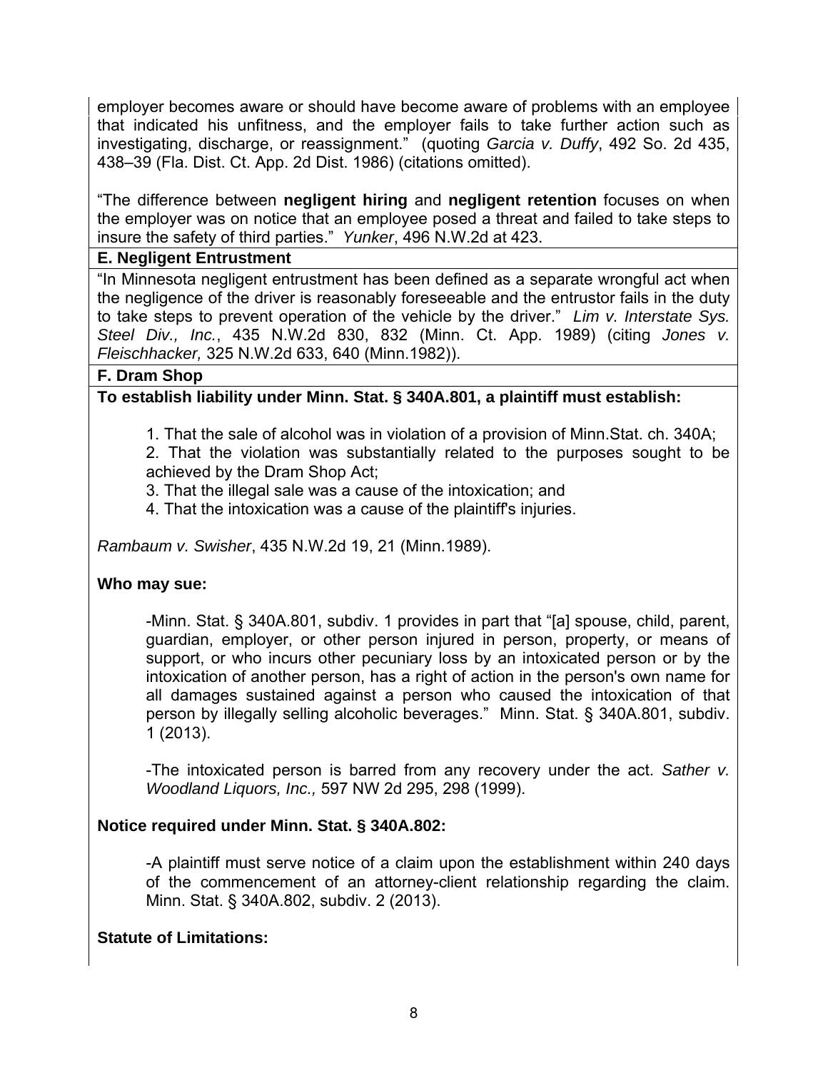employer becomes aware or should have become aware of problems with an employee that indicated his unfitness, and the employer fails to take further action such as investigating, discharge, or reassignment." (quoting *Garcia v. Duffy*, 492 So. 2d 435, 438–39 (Fla. Dist. Ct. App. 2d Dist. 1986) (citations omitted).

"The difference between **negligent hiring** and **negligent retention** focuses on when the employer was on notice that an employee posed a threat and failed to take steps to insure the safety of third parties." *Yunker*, 496 N.W.2d at 423.

**E. Negligent Entrustment**

"In Minnesota negligent entrustment has been defined as a separate wrongful act when the negligence of the driver is reasonably foreseeable and the entrustor fails in the duty to take steps to prevent operation of the vehicle by the driver." *Lim v. Interstate Sys. Steel Div., Inc.*, 435 N.W.2d 830, 832 (Minn. Ct. App. 1989) (citing *Jones v. Fleischhacker,* 325 N.W.2d 633, 640 (Minn.1982)).

**F. Dram Shop**

**To establish liability under Minn. Stat. § 340A.801, a plaintiff must establish:**

1. That the sale of alcohol was in violation of a provision of Minn.Stat. ch. 340A;
2. That the violation was substantially related to the purposes sought to be achieved by the Dram Shop Act;
3. That the illegal sale was a cause of the intoxication; and
4. That the intoxication was a cause of the plaintiff's injuries.

*Rambaum v. Swisher*, 435 N.W.2d 19, 21 (Minn.1989).

**Who may sue:**

-Minn. Stat. § 340A.801, subdiv. 1 provides in part that "[a] spouse, child, parent, guardian, employer, or other person injured in person, property, or means of support, or who incurs other pecuniary loss by an intoxicated person or by the intoxication of another person, has a right of action in the person's own name for all damages sustained against a person who caused the intoxication of that person by illegally selling alcoholic beverages." Minn. Stat. § 340A.801, subdiv. 1 (2013).

-The intoxicated person is barred from any recovery under the act. *Sather v. Woodland Liquors, Inc.,* 597 NW 2d 295, 298 (1999).

**Notice required under Minn. Stat. § 340A.802:**

-A plaintiff must serve notice of a claim upon the establishment within 240 days of the commencement of an attorney-client relationship regarding the claim. Minn. Stat. § 340A.802, subdiv. 2 (2013).

**Statute of Limitations:**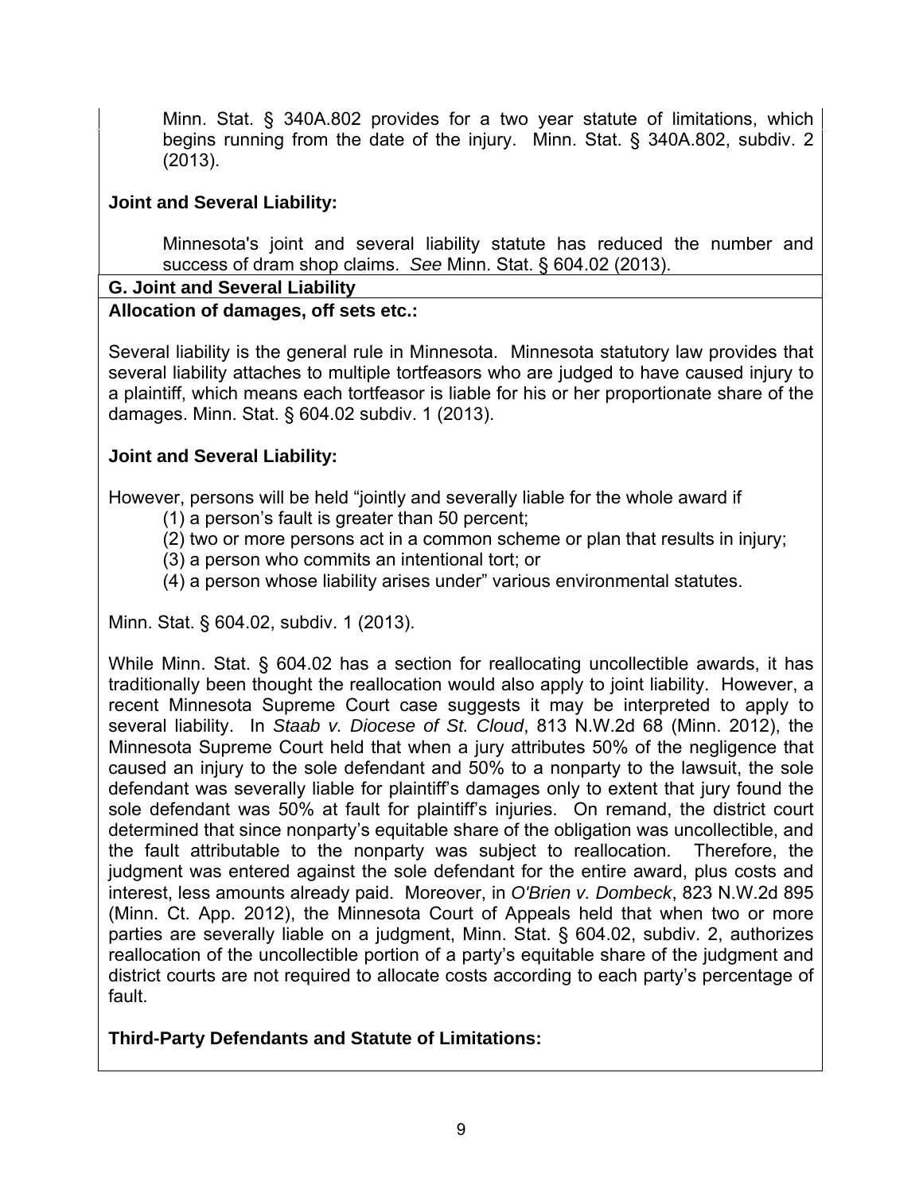Minn. Stat. § 340A.802 provides for a two year statute of limitations, which begins running from the date of the injury. Minn. Stat. § 340A.802, subdiv. 2 (2013).

**Joint and Several Liability:**

Minnesota's joint and several liability statute has reduced the number and success of dram shop claims. *See* Minn. Stat. § 604.02 (2013).

## G. Joint and Several Liability

**Allocation of damages, off sets etc.:**

Several liability is the general rule in Minnesota. Minnesota statutory law provides that several liability attaches to multiple tortfeasors who are judged to have caused injury to a plaintiff, which means each tortfeasor is liable for his or her proportionate share of the damages. Minn. Stat. § 604.02 subdiv. 1 (2013).

**Joint and Several Liability:**

However, persons will be held "jointly and severally liable for the whole award if

(1) a person's fault is greater than 50 percent;
(2) two or more persons act in a common scheme or plan that results in injury;
(3) a person who commits an intentional tort; or
(4) a person whose liability arises under" various environmental statutes.

Minn. Stat. § 604.02, subdiv. 1 (2013).

While Minn. Stat. § 604.02 has a section for reallocating uncollectible awards, it has traditionally been thought the reallocation would also apply to joint liability. However, a recent Minnesota Supreme Court case suggests it may be interpreted to apply to several liability. In *Staab v. Diocese of St. Cloud*, 813 N.W.2d 68 (Minn. 2012), the Minnesota Supreme Court held that when a jury attributes 50% of the negligence that caused an injury to the sole defendant and 50% to a nonparty to the lawsuit, the sole defendant was severally liable for plaintiff's damages only to extent that jury found the sole defendant was 50% at fault for plaintiff's injuries. On remand, the district court determined that since nonparty's equitable share of the obligation was uncollectible, and the fault attributable to the nonparty was subject to reallocation. Therefore, the judgment was entered against the sole defendant for the entire award, plus costs and interest, less amounts already paid. Moreover, in *O'Brien v. Dombeck*, 823 N.W.2d 895 (Minn. Ct. App. 2012), the Minnesota Court of Appeals held that when two or more parties are severally liable on a judgment, Minn. Stat. § 604.02, subdiv. 2, authorizes reallocation of the uncollectible portion of a party's equitable share of the judgment and district courts are not required to allocate costs according to each party's percentage of fault.

**Third-Party Defendants and Statute of Limitations:**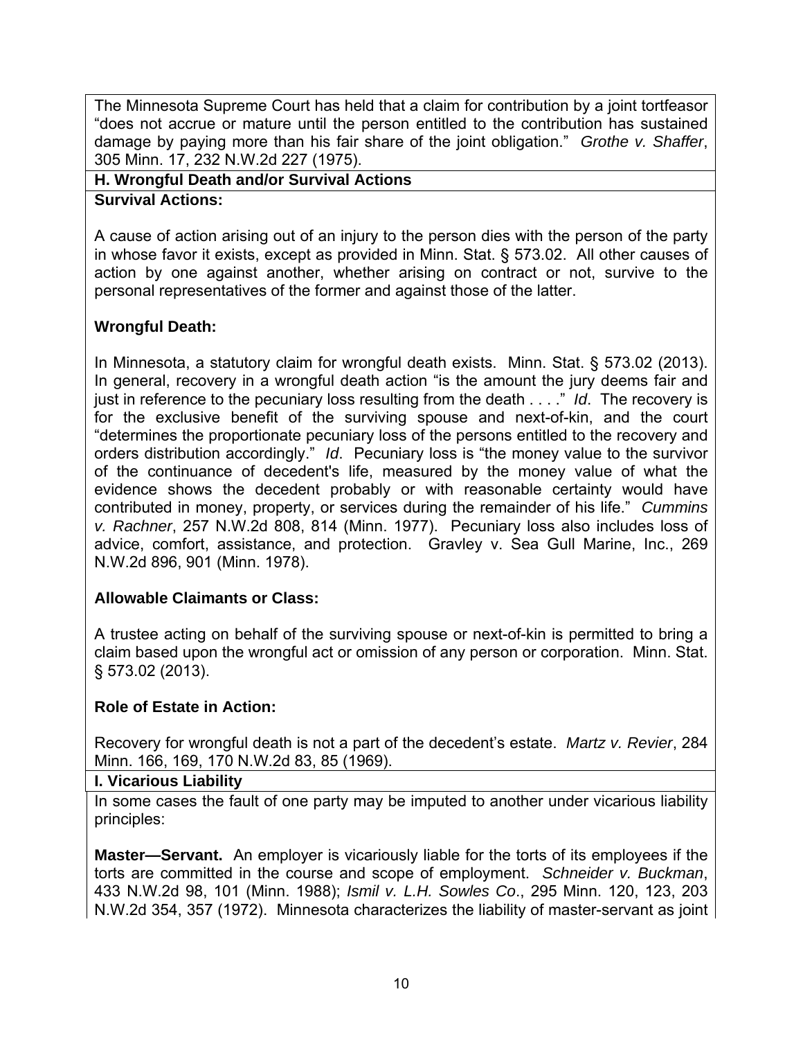The Minnesota Supreme Court has held that a claim for contribution by a joint tortfeasor "does not accrue or mature until the person entitled to the contribution has sustained damage by paying more than his fair share of the joint obligation." *Grothe v. Shaffer*, 305 Minn. 17, 232 N.W.2d 227 (1975).

## H. Wrongful Death and/or Survival Actions

**Survival Actions:**

A cause of action arising out of an injury to the person dies with the person of the party in whose favor it exists, except as provided in Minn. Stat. § 573.02. All other causes of action by one against another, whether arising on contract or not, survive to the personal representatives of the former and against those of the latter.

**Wrongful Death:**

In Minnesota, a statutory claim for wrongful death exists. Minn. Stat. § 573.02 (2013). In general, recovery in a wrongful death action "is the amount the jury deems fair and just in reference to the pecuniary loss resulting from the death . . . ." *Id*. The recovery is for the exclusive benefit of the surviving spouse and next-of-kin, and the court "determines the proportionate pecuniary loss of the persons entitled to the recovery and orders distribution accordingly." *Id*. Pecuniary loss is "the money value to the survivor of the continuance of decedent's life, measured by the money value of what the evidence shows the decedent probably or with reasonable certainty would have contributed in money, property, or services during the remainder of his life." *Cummins v. Rachner*, 257 N.W.2d 808, 814 (Minn. 1977). Pecuniary loss also includes loss of advice, comfort, assistance, and protection. Gravley v. Sea Gull Marine, Inc., 269 N.W.2d 896, 901 (Minn. 1978).

**Allowable Claimants or Class:**

A trustee acting on behalf of the surviving spouse or next-of-kin is permitted to bring a claim based upon the wrongful act or omission of any person or corporation. Minn. Stat. § 573.02 (2013).

**Role of Estate in Action:**

Recovery for wrongful death is not a part of the decedent's estate. *Martz v. Revier*, 284 Minn. 166, 169, 170 N.W.2d 83, 85 (1969).

## I. Vicarious Liability

In some cases the fault of one party may be imputed to another under vicarious liability principles:

**Master—Servant.** An employer is vicariously liable for the torts of its employees if the torts are committed in the course and scope of employment. *Schneider v. Buckman*, 433 N.W.2d 98, 101 (Minn. 1988); *Ismil v. L.H. Sowles Co*., 295 Minn. 120, 123, 203 N.W.2d 354, 357 (1972). Minnesota characterizes the liability of master-servant as joint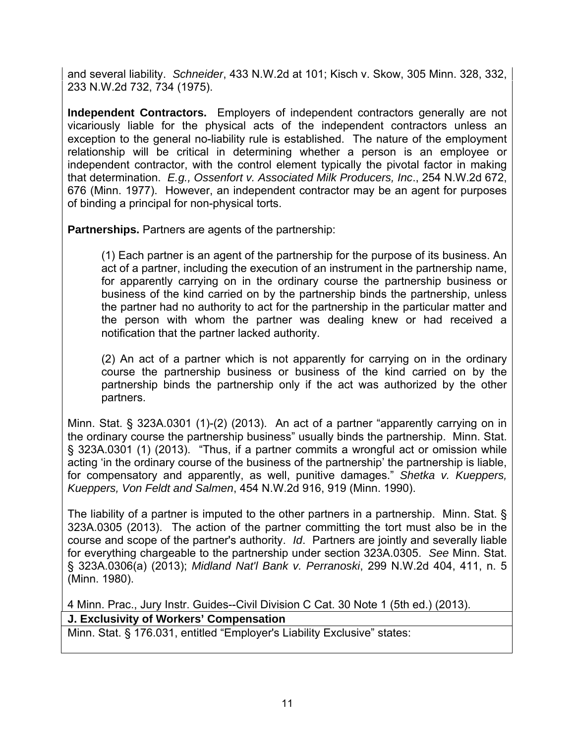and several liability. *Schneider*, 433 N.W.2d at 101; Kisch v. Skow, 305 Minn. 328, 332, 233 N.W.2d 732, 734 (1975).

**Independent Contractors.** Employers of independent contractors generally are not vicariously liable for the physical acts of the independent contractors unless an exception to the general no-liability rule is established. The nature of the employment relationship will be critical in determining whether a person is an employee or independent contractor, with the control element typically the pivotal factor in making that determination. *E.g., Ossenfort v. Associated Milk Producers, Inc*., 254 N.W.2d 672, 676 (Minn. 1977). However, an independent contractor may be an agent for purposes of binding a principal for non-physical torts.

**Partnerships.** Partners are agents of the partnership:

> (1) Each partner is an agent of the partnership for the purpose of its business. An act of a partner, including the execution of an instrument in the partnership name, for apparently carrying on in the ordinary course the partnership business or business of the kind carried on by the partnership binds the partnership, unless the partner had no authority to act for the partnership in the particular matter and the person with whom the partner was dealing knew or had received a notification that the partner lacked authority.
>
> (2) An act of a partner which is not apparently for carrying on in the ordinary course the partnership business or business of the kind carried on by the partnership binds the partnership only if the act was authorized by the other partners.

Minn. Stat. § 323A.0301 (1)-(2) (2013). An act of a partner "apparently carrying on in the ordinary course the partnership business" usually binds the partnership. Minn. Stat. § 323A.0301 (1) (2013). "Thus, if a partner commits a wrongful act or omission while acting 'in the ordinary course of the business of the partnership' the partnership is liable, for compensatory and apparently, as well, punitive damages." *Shetka v. Kueppers, Kueppers, Von Feldt and Salmen*, 454 N.W.2d 916, 919 (Minn. 1990).

The liability of a partner is imputed to the other partners in a partnership. Minn. Stat. § 323A.0305 (2013). The action of the partner committing the tort must also be in the course and scope of the partner's authority. *Id*. Partners are jointly and severally liable for everything chargeable to the partnership under section 323A.0305. *See* Minn. Stat. § 323A.0306(a) (2013); *Midland Nat'l Bank v. Perranoski*, 299 N.W.2d 404, 411, n. 5 (Minn. 1980).

4 Minn. Prac., Jury Instr. Guides--Civil Division C Cat. 30 Note 1 (5th ed.) (2013).

**J. Exclusivity of Workers' Compensation**

Minn. Stat. § 176.031, entitled "Employer's Liability Exclusive" states: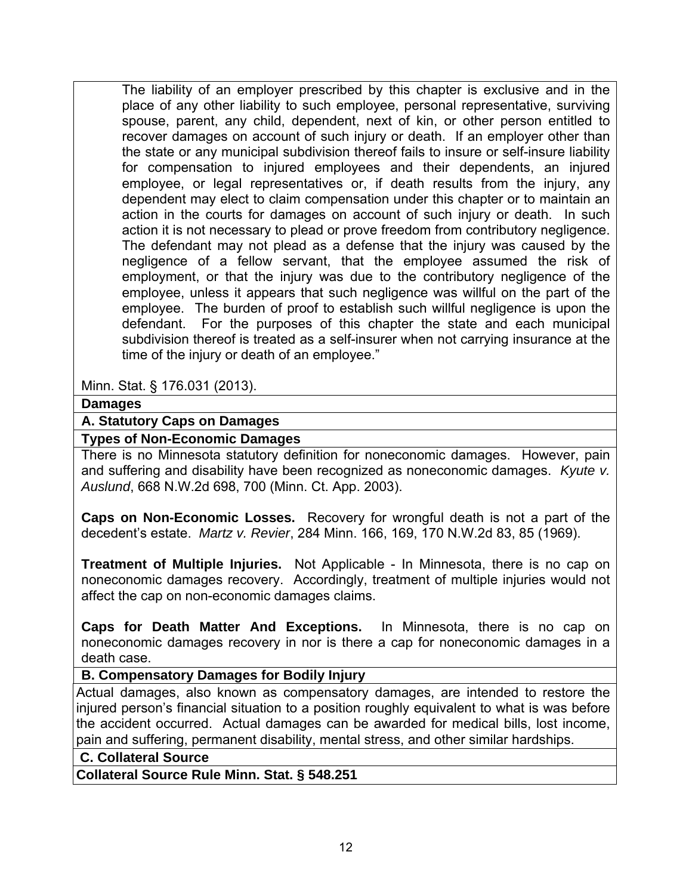> The liability of an employer prescribed by this chapter is exclusive and in the place of any other liability to such employee, personal representative, surviving spouse, parent, any child, dependent, next of kin, or other person entitled to recover damages on account of such injury or death. If an employer other than the state or any municipal subdivision thereof fails to insure or self-insure liability for compensation to injured employees and their dependents, an injured employee, or legal representatives or, if death results from the injury, any dependent may elect to claim compensation under this chapter or to maintain an action in the courts for damages on account of such injury or death. In such action it is not necessary to plead or prove freedom from contributory negligence. The defendant may not plead as a defense that the injury was caused by the negligence of a fellow servant, that the employee assumed the risk of employment, or that the injury was due to the contributory negligence of the employee, unless it appears that such negligence was willful on the part of the employee. The burden of proof to establish such willful negligence is upon the defendant. For the purposes of this chapter the state and each municipal subdivision thereof is treated as a self-insurer when not carrying insurance at the time of the injury or death of an employee."

Minn. Stat. § 176.031 (2013).

## Damages

### A. Statutory Caps on Damages

#### Types of Non-Economic Damages

There is no Minnesota statutory definition for noneconomic damages. However, pain and suffering and disability have been recognized as noneconomic damages. *Kyute v. Auslund*, 668 N.W.2d 698, 700 (Minn. Ct. App. 2003).

**Caps on Non-Economic Losses.** Recovery for wrongful death is not a part of the decedent's estate. *Martz v. Revier*, 284 Minn. 166, 169, 170 N.W.2d 83, 85 (1969).

**Treatment of Multiple Injuries.** Not Applicable - In Minnesota, there is no cap on noneconomic damages recovery. Accordingly, treatment of multiple injuries would not affect the cap on non-economic damages claims.

**Caps for Death Matter And Exceptions.** In Minnesota, there is no cap on noneconomic damages recovery in nor is there a cap for noneconomic damages in a death case.

### B. Compensatory Damages for Bodily Injury

Actual damages, also known as compensatory damages, are intended to restore the injured person's financial situation to a position roughly equivalent to what is was before the accident occurred. Actual damages can be awarded for medical bills, lost income, pain and suffering, permanent disability, mental stress, and other similar hardships.

### C. Collateral Source

#### Collateral Source Rule Minn. Stat. § 548.251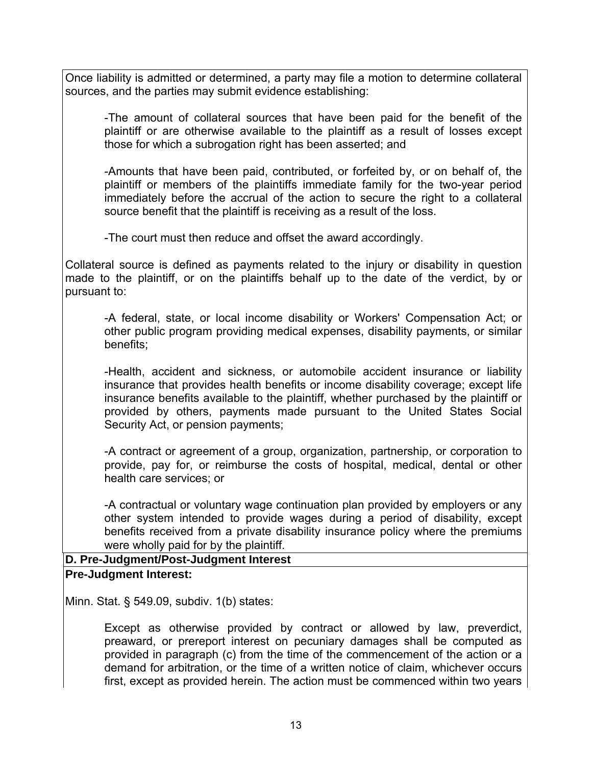Once liability is admitted or determined, a party may file a motion to determine collateral sources, and the parties may submit evidence establishing:

> -The amount of collateral sources that have been paid for the benefit of the plaintiff or are otherwise available to the plaintiff as a result of losses except those for which a subrogation right has been asserted; and
>
> -Amounts that have been paid, contributed, or forfeited by, or on behalf of, the plaintiff or members of the plaintiffs immediate family for the two-year period immediately before the accrual of the action to secure the right to a collateral source benefit that the plaintiff is receiving as a result of the loss.
>
> -The court must then reduce and offset the award accordingly.

Collateral source is defined as payments related to the injury or disability in question made to the plaintiff, or on the plaintiffs behalf up to the date of the verdict, by or pursuant to:

> -A federal, state, or local income disability or Workers' Compensation Act; or other public program providing medical expenses, disability payments, or similar benefits;
>
> -Health, accident and sickness, or automobile accident insurance or liability insurance that provides health benefits or income disability coverage; except life insurance benefits available to the plaintiff, whether purchased by the plaintiff or provided by others, payments made pursuant to the United States Social Security Act, or pension payments;
>
> -A contract or agreement of a group, organization, partnership, or corporation to provide, pay for, or reimburse the costs of hospital, medical, dental or other health care services; or
>
> -A contractual or voluntary wage continuation plan provided by employers or any other system intended to provide wages during a period of disability, except benefits received from a private disability insurance policy where the premiums were wholly paid for by the plaintiff.

**D. Pre-Judgment/Post-Judgment Interest**

**Pre-Judgment Interest:**

Minn. Stat. § 549.09, subdiv. 1(b) states:

> Except as otherwise provided by contract or allowed by law, preverdict, preaward, or prereport interest on pecuniary damages shall be computed as provided in paragraph (c) from the time of the commencement of the action or a demand for arbitration, or the time of a written notice of claim, whichever occurs first, except as provided herein. The action must be commenced within two years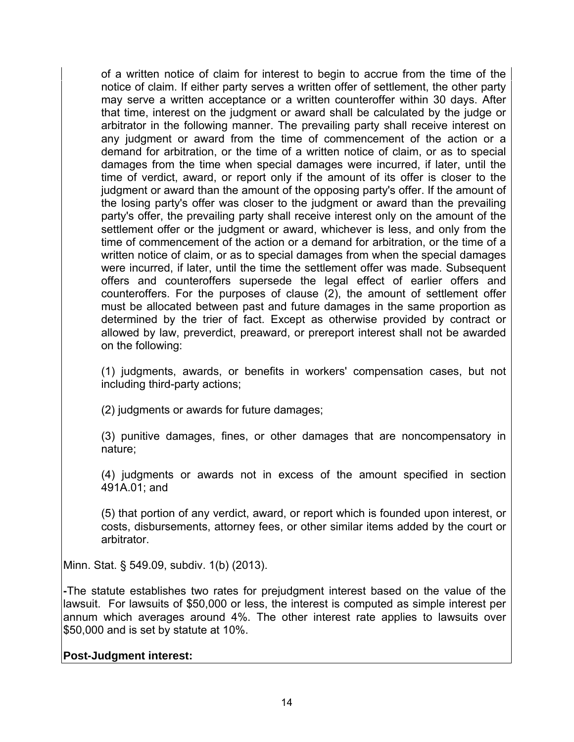of a written notice of claim for interest to begin to accrue from the time of the notice of claim. If either party serves a written offer of settlement, the other party may serve a written acceptance or a written counteroffer within 30 days. After that time, interest on the judgment or award shall be calculated by the judge or arbitrator in the following manner. The prevailing party shall receive interest on any judgment or award from the time of commencement of the action or a demand for arbitration, or the time of a written notice of claim, or as to special damages from the time when special damages were incurred, if later, until the time of verdict, award, or report only if the amount of its offer is closer to the judgment or award than the amount of the opposing party's offer. If the amount of the losing party's offer was closer to the judgment or award than the prevailing party's offer, the prevailing party shall receive interest only on the amount of the settlement offer or the judgment or award, whichever is less, and only from the time of commencement of the action or a demand for arbitration, or the time of a written notice of claim, or as to special damages from when the special damages were incurred, if later, until the time the settlement offer was made. Subsequent offers and counteroffers supersede the legal effect of earlier offers and counteroffers. For the purposes of clause (2), the amount of settlement offer must be allocated between past and future damages in the same proportion as determined by the trier of fact. Except as otherwise provided by contract or allowed by law, preverdict, preaward, or prereport interest shall not be awarded on the following:

(1) judgments, awards, or benefits in workers' compensation cases, but not including third-party actions;

(2) judgments or awards for future damages;

(3) punitive damages, fines, or other damages that are noncompensatory in nature;

(4) judgments or awards not in excess of the amount specified in section 491A.01; and

(5) that portion of any verdict, award, or report which is founded upon interest, or costs, disbursements, attorney fees, or other similar items added by the court or arbitrator.

Minn. Stat. § 549.09, subdiv. 1(b) (2013).

-The statute establishes two rates for prejudgment interest based on the value of the lawsuit. For lawsuits of $50,000 or less, the interest is computed as simple interest per annum which averages around 4%. The other interest rate applies to lawsuits over $50,000 and is set by statute at 10%.

**Post-Judgment interest:**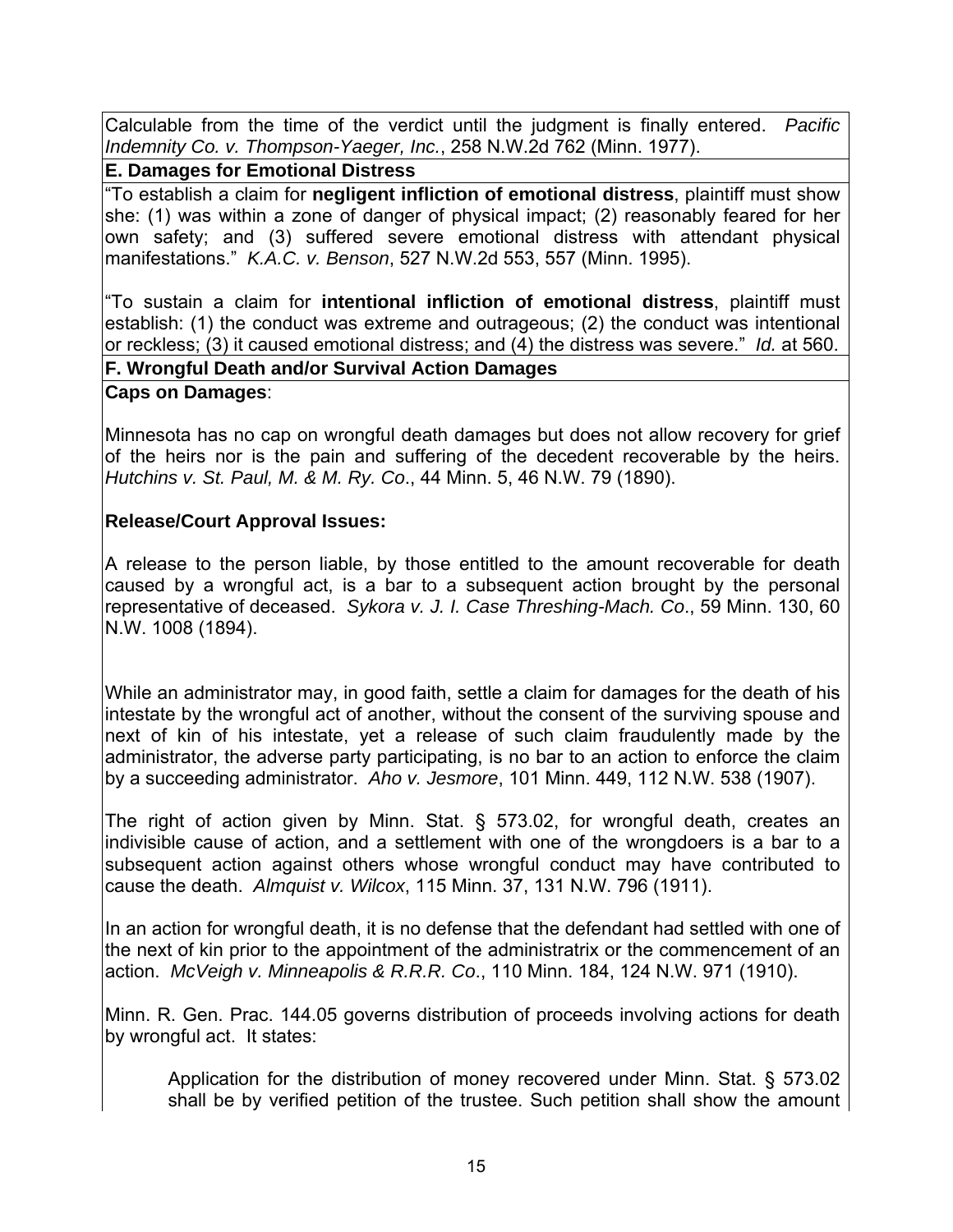Calculable from the time of the verdict until the judgment is finally entered. *Pacific Indemnity Co. v. Thompson-Yaeger, Inc.*, 258 N.W.2d 762 (Minn. 1977).

**E. Damages for Emotional Distress**

"To establish a claim for **negligent infliction of emotional distress**, plaintiff must show she: (1) was within a zone of danger of physical impact; (2) reasonably feared for her own safety; and (3) suffered severe emotional distress with attendant physical manifestations." *K.A.C. v. Benson*, 527 N.W.2d 553, 557 (Minn. 1995).

"To sustain a claim for **intentional infliction of emotional distress**, plaintiff must establish: (1) the conduct was extreme and outrageous; (2) the conduct was intentional or reckless; (3) it caused emotional distress; and (4) the distress was severe." *Id.* at 560.

**F. Wrongful Death and/or Survival Action Damages**

**Caps on Damages**:

Minnesota has no cap on wrongful death damages but does not allow recovery for grief of the heirs nor is the pain and suffering of the decedent recoverable by the heirs. *Hutchins v. St. Paul, M. & M. Ry. Co*., 44 Minn. 5, 46 N.W. 79 (1890).

**Release/Court Approval Issues:**

A release to the person liable, by those entitled to the amount recoverable for death caused by a wrongful act, is a bar to a subsequent action brought by the personal representative of deceased. *Sykora v. J. I. Case Threshing-Mach. Co*., 59 Minn. 130, 60 N.W. 1008 (1894).

While an administrator may, in good faith, settle a claim for damages for the death of his intestate by the wrongful act of another, without the consent of the surviving spouse and next of kin of his intestate, yet a release of such claim fraudulently made by the administrator, the adverse party participating, is no bar to an action to enforce the claim by a succeeding administrator. *Aho v. Jesmore*, 101 Minn. 449, 112 N.W. 538 (1907).

The right of action given by Minn. Stat. § 573.02, for wrongful death, creates an indivisible cause of action, and a settlement with one of the wrongdoers is a bar to a subsequent action against others whose wrongful conduct may have contributed to cause the death. *Almquist v. Wilcox*, 115 Minn. 37, 131 N.W. 796 (1911).

In an action for wrongful death, it is no defense that the defendant had settled with one of the next of kin prior to the appointment of the administratrix or the commencement of an action. *McVeigh v. Minneapolis & R.R.R. Co*., 110 Minn. 184, 124 N.W. 971 (1910).

Minn. R. Gen. Prac. 144.05 governs distribution of proceeds involving actions for death by wrongful act. It states:

> Application for the distribution of money recovered under Minn. Stat. § 573.02 shall be by verified petition of the trustee. Such petition shall show the amount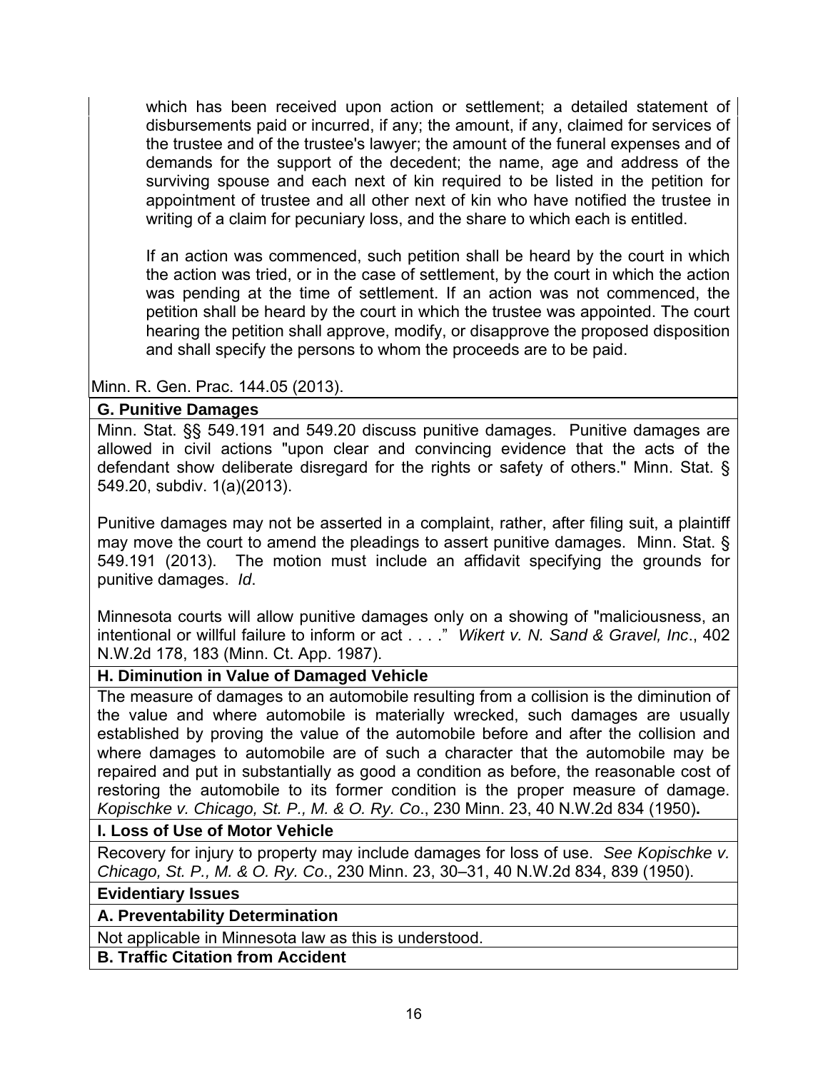> which has been received upon action or settlement; a detailed statement of disbursements paid or incurred, if any; the amount, if any, claimed for services of the trustee and of the trustee's lawyer; the amount of the funeral expenses and of demands for the support of the decedent; the name, age and address of the surviving spouse and each next of kin required to be listed in the petition for appointment of trustee and all other next of kin who have notified the trustee in writing of a claim for pecuniary loss, and the share to which each is entitled.
>
> If an action was commenced, such petition shall be heard by the court in which the action was tried, or in the case of settlement, by the court in which the action was pending at the time of settlement. If an action was not commenced, the petition shall be heard by the court in which the trustee was appointed. The court hearing the petition shall approve, modify, or disapprove the proposed disposition and shall specify the persons to whom the proceeds are to be paid.

Minn. R. Gen. Prac. 144.05 (2013).

**G. Punitive Damages**

Minn. Stat. §§ 549.191 and 549.20 discuss punitive damages. Punitive damages are allowed in civil actions "upon clear and convincing evidence that the acts of the defendant show deliberate disregard for the rights or safety of others." Minn. Stat. § 549.20, subdiv. 1(a)(2013).

Punitive damages may not be asserted in a complaint, rather, after filing suit, a plaintiff may move the court to amend the pleadings to assert punitive damages. Minn. Stat. § 549.191 (2013). The motion must include an affidavit specifying the grounds for punitive damages. *Id*.

Minnesota courts will allow punitive damages only on a showing of "maliciousness, an intentional or willful failure to inform or act . . . ." *Wikert v. N. Sand & Gravel, Inc*., 402 N.W.2d 178, 183 (Minn. Ct. App. 1987).

**H. Diminution in Value of Damaged Vehicle**

The measure of damages to an automobile resulting from a collision is the diminution of the value and where automobile is materially wrecked, such damages are usually established by proving the value of the automobile before and after the collision and where damages to automobile are of such a character that the automobile may be repaired and put in substantially as good a condition as before, the reasonable cost of restoring the automobile to its former condition is the proper measure of damage. *Kopischke v. Chicago, St. P., M. & O. Ry. Co*., 230 Minn. 23, 40 N.W.2d 834 (1950).

**I. Loss of Use of Motor Vehicle**

Recovery for injury to property may include damages for loss of use. *See Kopischke v. Chicago, St. P., M. & O. Ry. Co*., 230 Minn. 23, 30–31, 40 N.W.2d 834, 839 (1950).

**Evidentiary Issues**

**A. Preventability Determination**

Not applicable in Minnesota law as this is understood.

**B. Traffic Citation from Accident**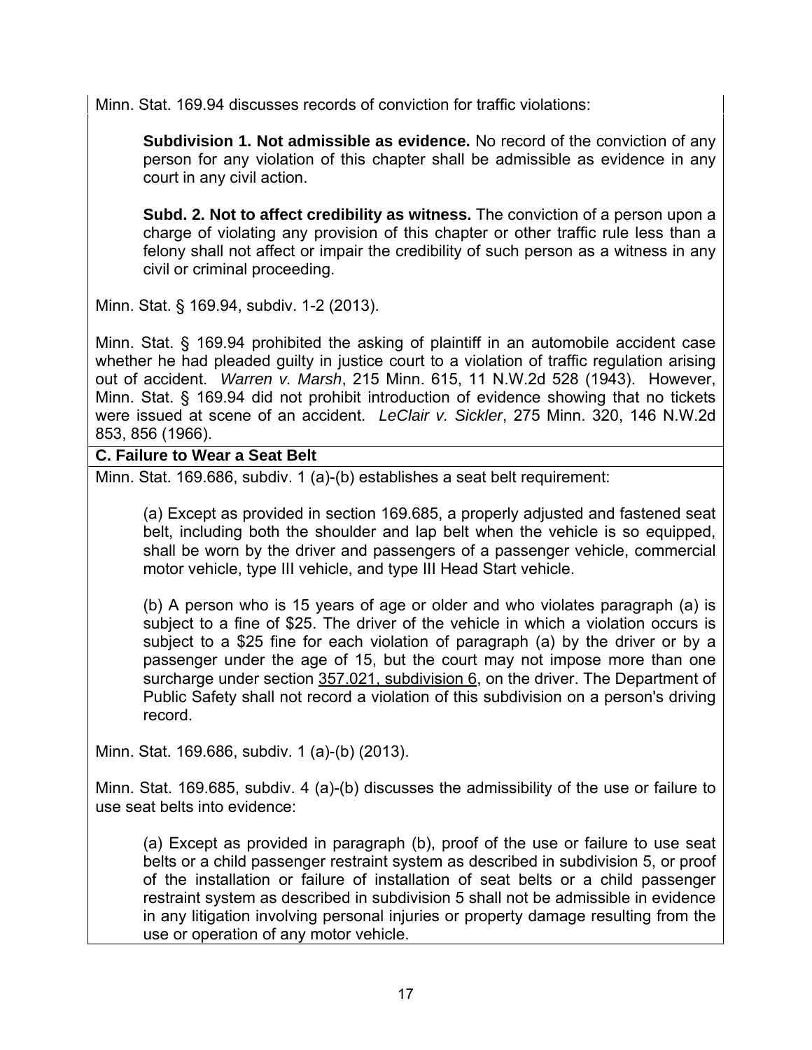Minn. Stat. 169.94 discusses records of conviction for traffic violations:

> **Subdivision 1. Not admissible as evidence.** No record of the conviction of any person for any violation of this chapter shall be admissible as evidence in any court in any civil action.
>
> **Subd. 2. Not to affect credibility as witness.** The conviction of a person upon a charge of violating any provision of this chapter or other traffic rule less than a felony shall not affect or impair the credibility of such person as a witness in any civil or criminal proceeding.

Minn. Stat. § 169.94, subdiv. 1-2 (2013).

Minn. Stat. § 169.94 prohibited the asking of plaintiff in an automobile accident case whether he had pleaded guilty in justice court to a violation of traffic regulation arising out of accident. *Warren v. Marsh*, 215 Minn. 615, 11 N.W.2d 528 (1943). However, Minn. Stat. § 169.94 did not prohibit introduction of evidence showing that no tickets were issued at scene of an accident. *LeClair v. Sickler*, 275 Minn. 320, 146 N.W.2d 853, 856 (1966).

**C. Failure to Wear a Seat Belt**

Minn. Stat. 169.686, subdiv. 1 (a)-(b) establishes a seat belt requirement:

> (a) Except as provided in section 169.685, a properly adjusted and fastened seat belt, including both the shoulder and lap belt when the vehicle is so equipped, shall be worn by the driver and passengers of a passenger vehicle, commercial motor vehicle, type III vehicle, and type III Head Start vehicle.
>
> (b) A person who is 15 years of age or older and who violates paragraph (a) is subject to a fine of $25. The driver of the vehicle in which a violation occurs is subject to a $25 fine for each violation of paragraph (a) by the driver or by a passenger under the age of 15, but the court may not impose more than one surcharge under section 357.021, subdivision 6, on the driver. The Department of Public Safety shall not record a violation of this subdivision on a person's driving record.

Minn. Stat. 169.686, subdiv. 1 (a)-(b) (2013).

Minn. Stat. 169.685, subdiv. 4 (a)-(b) discusses the admissibility of the use or failure to use seat belts into evidence:

> (a) Except as provided in paragraph (b), proof of the use or failure to use seat belts or a child passenger restraint system as described in subdivision 5, or proof of the installation or failure of installation of seat belts or a child passenger restraint system as described in subdivision 5 shall not be admissible in evidence in any litigation involving personal injuries or property damage resulting from the use or operation of any motor vehicle.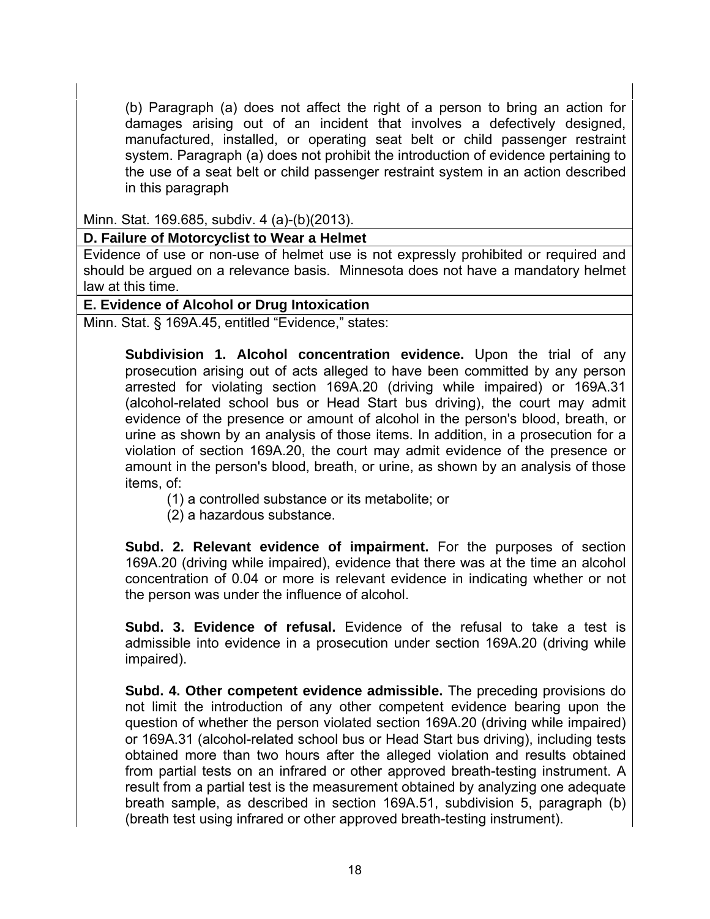(b) Paragraph (a) does not affect the right of a person to bring an action for damages arising out of an incident that involves a defectively designed, manufactured, installed, or operating seat belt or child passenger restraint system. Paragraph (a) does not prohibit the introduction of evidence pertaining to the use of a seat belt or child passenger restraint system in an action described in this paragraph

Minn. Stat. 169.685, subdiv. 4 (a)-(b)(2013).

**D. Failure of Motorcyclist to Wear a Helmet**

Evidence of use or non-use of helmet use is not expressly prohibited or required and should be argued on a relevance basis. Minnesota does not have a mandatory helmet law at this time.

**E. Evidence of Alcohol or Drug Intoxication**

Minn. Stat. § 169A.45, entitled "Evidence," states:

> **Subdivision 1. Alcohol concentration evidence.** Upon the trial of any prosecution arising out of acts alleged to have been committed by any person arrested for violating section 169A.20 (driving while impaired) or 169A.31 (alcohol-related school bus or Head Start bus driving), the court may admit evidence of the presence or amount of alcohol in the person's blood, breath, or urine as shown by an analysis of those items. In addition, in a prosecution for a violation of section 169A.20, the court may admit evidence of the presence or amount in the person's blood, breath, or urine, as shown by an analysis of those items, of:
>
> (1) a controlled substance or its metabolite; or
>
> (2) a hazardous substance.
>
> **Subd. 2. Relevant evidence of impairment.** For the purposes of section 169A.20 (driving while impaired), evidence that there was at the time an alcohol concentration of 0.04 or more is relevant evidence in indicating whether or not the person was under the influence of alcohol.
>
> **Subd. 3. Evidence of refusal.** Evidence of the refusal to take a test is admissible into evidence in a prosecution under section 169A.20 (driving while impaired).
>
> **Subd. 4. Other competent evidence admissible.** The preceding provisions do not limit the introduction of any other competent evidence bearing upon the question of whether the person violated section 169A.20 (driving while impaired) or 169A.31 (alcohol-related school bus or Head Start bus driving), including tests obtained more than two hours after the alleged violation and results obtained from partial tests on an infrared or other approved breath-testing instrument. A result from a partial test is the measurement obtained by analyzing one adequate breath sample, as described in section 169A.51, subdivision 5, paragraph (b) (breath test using infrared or other approved breath-testing instrument).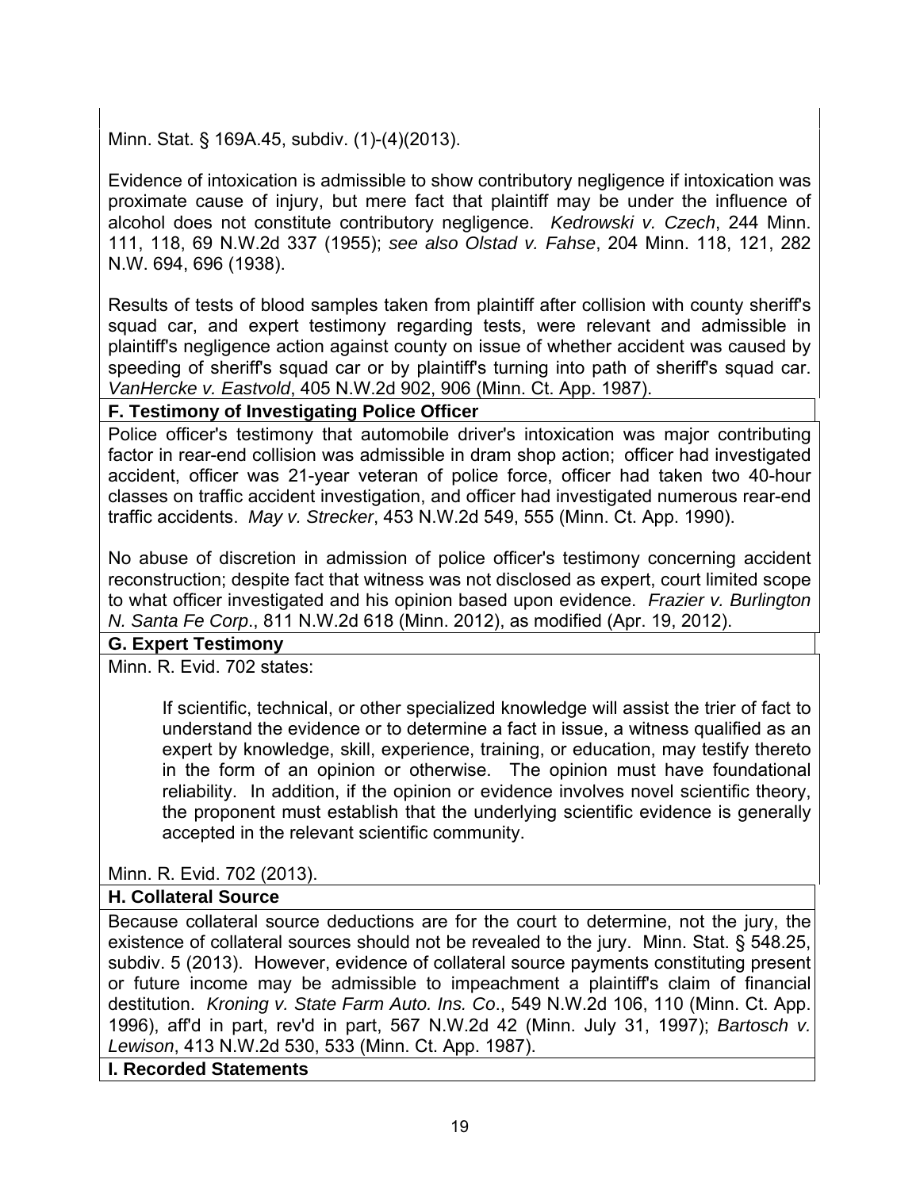Minn. Stat. § 169A.45, subdiv. (1)-(4)(2013).

Evidence of intoxication is admissible to show contributory negligence if intoxication was proximate cause of injury, but mere fact that plaintiff may be under the influence of alcohol does not constitute contributory negligence. *Kedrowski v. Czech*, 244 Minn. 111, 118, 69 N.W.2d 337 (1955); *see also Olstad v. Fahse*, 204 Minn. 118, 121, 282 N.W. 694, 696 (1938).

Results of tests of blood samples taken from plaintiff after collision with county sheriff's squad car, and expert testimony regarding tests, were relevant and admissible in plaintiff's negligence action against county on issue of whether accident was caused by speeding of sheriff's squad car or by plaintiff's turning into path of sheriff's squad car. *VanHercke v. Eastvold*, 405 N.W.2d 902, 906 (Minn. Ct. App. 1987).

**F. Testimony of Investigating Police Officer**

Police officer's testimony that automobile driver's intoxication was major contributing factor in rear-end collision was admissible in dram shop action; officer had investigated accident, officer was 21-year veteran of police force, officer had taken two 40-hour classes on traffic accident investigation, and officer had investigated numerous rear-end traffic accidents. *May v. Strecker*, 453 N.W.2d 549, 555 (Minn. Ct. App. 1990).

No abuse of discretion in admission of police officer's testimony concerning accident reconstruction; despite fact that witness was not disclosed as expert, court limited scope to what officer investigated and his opinion based upon evidence. *Frazier v. Burlington N. Santa Fe Corp*., 811 N.W.2d 618 (Minn. 2012), as modified (Apr. 19, 2012).

**G. Expert Testimony**

Minn. R. Evid. 702 states:

> If scientific, technical, or other specialized knowledge will assist the trier of fact to understand the evidence or to determine a fact in issue, a witness qualified as an expert by knowledge, skill, experience, training, or education, may testify thereto in the form of an opinion or otherwise. The opinion must have foundational reliability. In addition, if the opinion or evidence involves novel scientific theory, the proponent must establish that the underlying scientific evidence is generally accepted in the relevant scientific community.

Minn. R. Evid. 702 (2013).

**H. Collateral Source**

Because collateral source deductions are for the court to determine, not the jury, the existence of collateral sources should not be revealed to the jury. Minn. Stat. § 548.25, subdiv. 5 (2013). However, evidence of collateral source payments constituting present or future income may be admissible to impeachment a plaintiff's claim of financial destitution. *Kroning v. State Farm Auto. Ins. Co*., 549 N.W.2d 106, 110 (Minn. Ct. App. 1996), aff'd in part, rev'd in part, 567 N.W.2d 42 (Minn. July 31, 1997); *Bartosch v. Lewison*, 413 N.W.2d 530, 533 (Minn. Ct. App. 1987).

**I. Recorded Statements**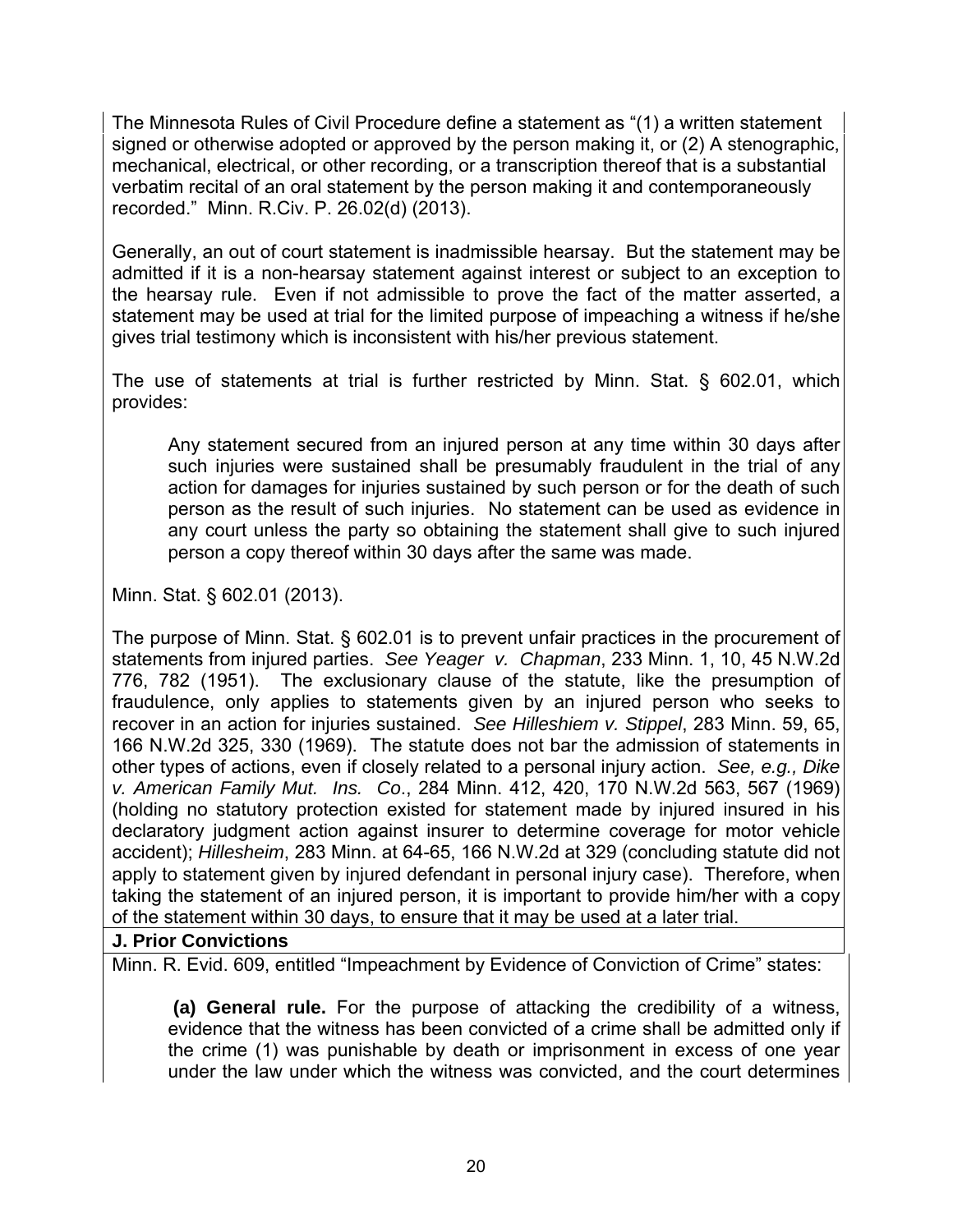The Minnesota Rules of Civil Procedure define a statement as "(1) a written statement signed or otherwise adopted or approved by the person making it, or (2) A stenographic, mechanical, electrical, or other recording, or a transcription thereof that is a substantial verbatim recital of an oral statement by the person making it and contemporaneously recorded." Minn. R.Civ. P. 26.02(d) (2013).

Generally, an out of court statement is inadmissible hearsay. But the statement may be admitted if it is a non-hearsay statement against interest or subject to an exception to the hearsay rule. Even if not admissible to prove the fact of the matter asserted, a statement may be used at trial for the limited purpose of impeaching a witness if he/she gives trial testimony which is inconsistent with his/her previous statement.

The use of statements at trial is further restricted by Minn. Stat. § 602.01, which provides:

> Any statement secured from an injured person at any time within 30 days after such injuries were sustained shall be presumably fraudulent in the trial of any action for damages for injuries sustained by such person or for the death of such person as the result of such injuries. No statement can be used as evidence in any court unless the party so obtaining the statement shall give to such injured person a copy thereof within 30 days after the same was made.

Minn. Stat. § 602.01 (2013).

The purpose of Minn. Stat. § 602.01 is to prevent unfair practices in the procurement of statements from injured parties. *See Yeager v. Chapman*, 233 Minn. 1, 10, 45 N.W.2d 776, 782 (1951). The exclusionary clause of the statute, like the presumption of fraudulence, only applies to statements given by an injured person who seeks to recover in an action for injuries sustained. *See Hilleshiem v. Stippel*, 283 Minn. 59, 65, 166 N.W.2d 325, 330 (1969). The statute does not bar the admission of statements in other types of actions, even if closely related to a personal injury action. *See, e.g., Dike v. American Family Mut. Ins. Co*., 284 Minn. 412, 420, 170 N.W.2d 563, 567 (1969) (holding no statutory protection existed for statement made by injured insured in his declaratory judgment action against insurer to determine coverage for motor vehicle accident); *Hillesheim*, 283 Minn. at 64-65, 166 N.W.2d at 329 (concluding statute did not apply to statement given by injured defendant in personal injury case). Therefore, when taking the statement of an injured person, it is important to provide him/her with a copy of the statement within 30 days, to ensure that it may be used at a later trial.

## J. Prior Convictions

Minn. R. Evid. 609, entitled "Impeachment by Evidence of Conviction of Crime" states:

> **(a) General rule.** For the purpose of attacking the credibility of a witness, evidence that the witness has been convicted of a crime shall be admitted only if the crime (1) was punishable by death or imprisonment in excess of one year under the law under which the witness was convicted, and the court determines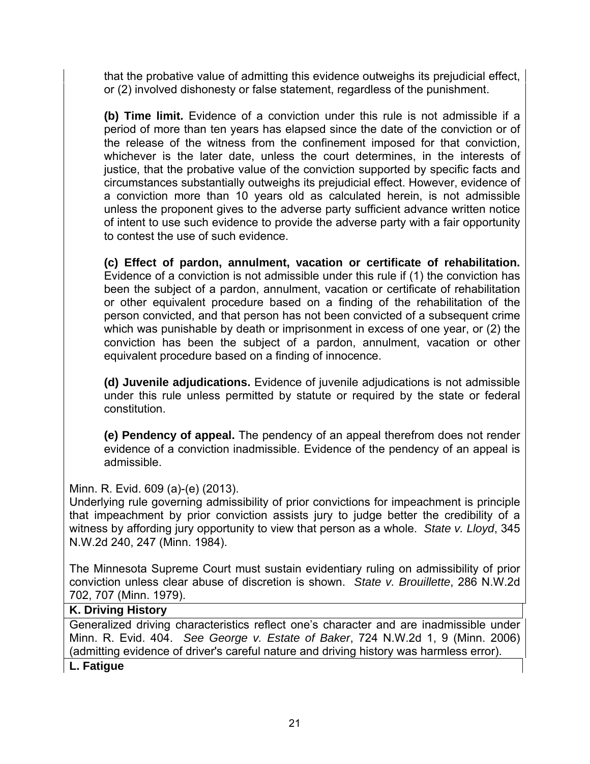that the probative value of admitting this evidence outweighs its prejudicial effect, or (2) involved dishonesty or false statement, regardless of the punishment.

**(b) Time limit.** Evidence of a conviction under this rule is not admissible if a period of more than ten years has elapsed since the date of the conviction or of the release of the witness from the confinement imposed for that conviction, whichever is the later date, unless the court determines, in the interests of justice, that the probative value of the conviction supported by specific facts and circumstances substantially outweighs its prejudicial effect. However, evidence of a conviction more than 10 years old as calculated herein, is not admissible unless the proponent gives to the adverse party sufficient advance written notice of intent to use such evidence to provide the adverse party with a fair opportunity to contest the use of such evidence.

**(c) Effect of pardon, annulment, vacation or certificate of rehabilitation.** Evidence of a conviction is not admissible under this rule if (1) the conviction has been the subject of a pardon, annulment, vacation or certificate of rehabilitation or other equivalent procedure based on a finding of the rehabilitation of the person convicted, and that person has not been convicted of a subsequent crime which was punishable by death or imprisonment in excess of one year, or (2) the conviction has been the subject of a pardon, annulment, vacation or other equivalent procedure based on a finding of innocence.

**(d) Juvenile adjudications.** Evidence of juvenile adjudications is not admissible under this rule unless permitted by statute or required by the state or federal constitution.

**(e) Pendency of appeal.** The pendency of an appeal therefrom does not render evidence of a conviction inadmissible. Evidence of the pendency of an appeal is admissible.

Minn. R. Evid. 609 (a)-(e) (2013).

Underlying rule governing admissibility of prior convictions for impeachment is principle that impeachment by prior conviction assists jury to judge better the credibility of a witness by affording jury opportunity to view that person as a whole. *State v. Lloyd*, 345 N.W.2d 240, 247 (Minn. 1984).

The Minnesota Supreme Court must sustain evidentiary ruling on admissibility of prior conviction unless clear abuse of discretion is shown. *State v. Brouillette*, 286 N.W.2d 702, 707 (Minn. 1979).

**K. Driving History**

Generalized driving characteristics reflect one's character and are inadmissible under Minn. R. Evid. 404. *See George v. Estate of Baker*, 724 N.W.2d 1, 9 (Minn. 2006) (admitting evidence of driver's careful nature and driving history was harmless error).

**L. Fatigue**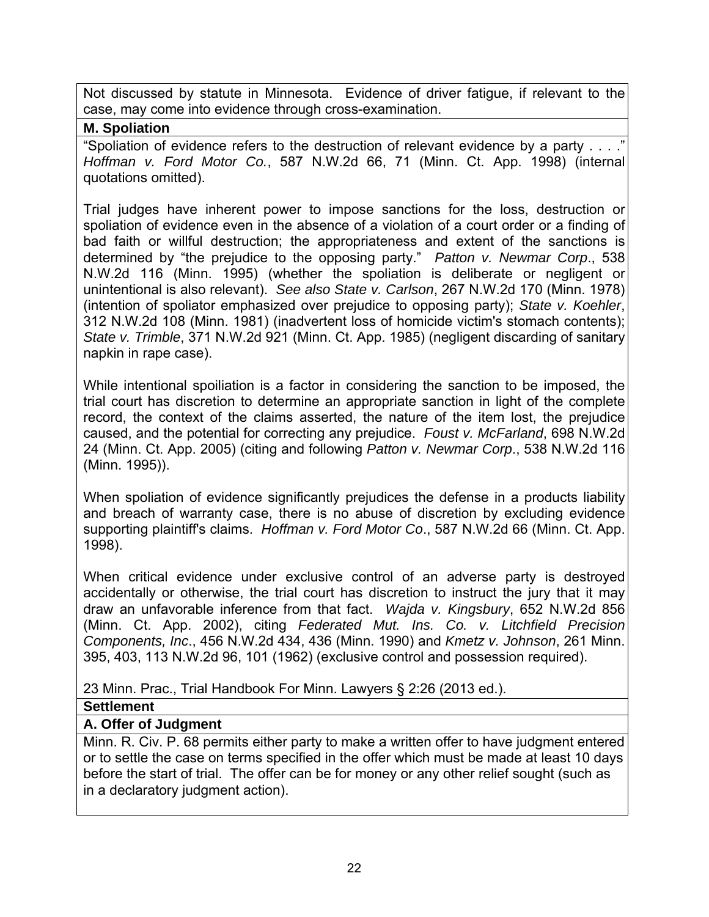Not discussed by statute in Minnesota. Evidence of driver fatigue, if relevant to the case, may come into evidence through cross-examination.

**M. Spoliation**

"Spoliation of evidence refers to the destruction of relevant evidence by a party . . . ." *Hoffman v. Ford Motor Co.*, 587 N.W.2d 66, 71 (Minn. Ct. App. 1998) (internal quotations omitted).

Trial judges have inherent power to impose sanctions for the loss, destruction or spoliation of evidence even in the absence of a violation of a court order or a finding of bad faith or willful destruction; the appropriateness and extent of the sanctions is determined by "the prejudice to the opposing party." *Patton v. Newmar Corp*., 538 N.W.2d 116 (Minn. 1995) (whether the spoliation is deliberate or negligent or unintentional is also relevant). *See also State v. Carlson*, 267 N.W.2d 170 (Minn. 1978) (intention of spoliator emphasized over prejudice to opposing party); *State v. Koehler*, 312 N.W.2d 108 (Minn. 1981) (inadvertent loss of homicide victim's stomach contents); *State v. Trimble*, 371 N.W.2d 921 (Minn. Ct. App. 1985) (negligent discarding of sanitary napkin in rape case).

While intentional spoiliation is a factor in considering the sanction to be imposed, the trial court has discretion to determine an appropriate sanction in light of the complete record, the context of the claims asserted, the nature of the item lost, the prejudice caused, and the potential for correcting any prejudice. *Foust v. McFarland*, 698 N.W.2d 24 (Minn. Ct. App. 2005) (citing and following *Patton v. Newmar Corp*., 538 N.W.2d 116 (Minn. 1995)).

When spoliation of evidence significantly prejudices the defense in a products liability and breach of warranty case, there is no abuse of discretion by excluding evidence supporting plaintiff's claims. *Hoffman v. Ford Motor Co*., 587 N.W.2d 66 (Minn. Ct. App. 1998).

When critical evidence under exclusive control of an adverse party is destroyed accidentally or otherwise, the trial court has discretion to instruct the jury that it may draw an unfavorable inference from that fact. *Wajda v. Kingsbury*, 652 N.W.2d 856 (Minn. Ct. App. 2002), citing *Federated Mut. Ins. Co. v. Litchfield Precision Components, Inc*., 456 N.W.2d 434, 436 (Minn. 1990) and *Kmetz v. Johnson*, 261 Minn. 395, 403, 113 N.W.2d 96, 101 (1962) (exclusive control and possession required).

23 Minn. Prac., Trial Handbook For Minn. Lawyers § 2:26 (2013 ed.).

**Settlement**

**A. Offer of Judgment**

Minn. R. Civ. P. 68 permits either party to make a written offer to have judgment entered or to settle the case on terms specified in the offer which must be made at least 10 days before the start of trial. The offer can be for money or any other relief sought (such as in a declaratory judgment action).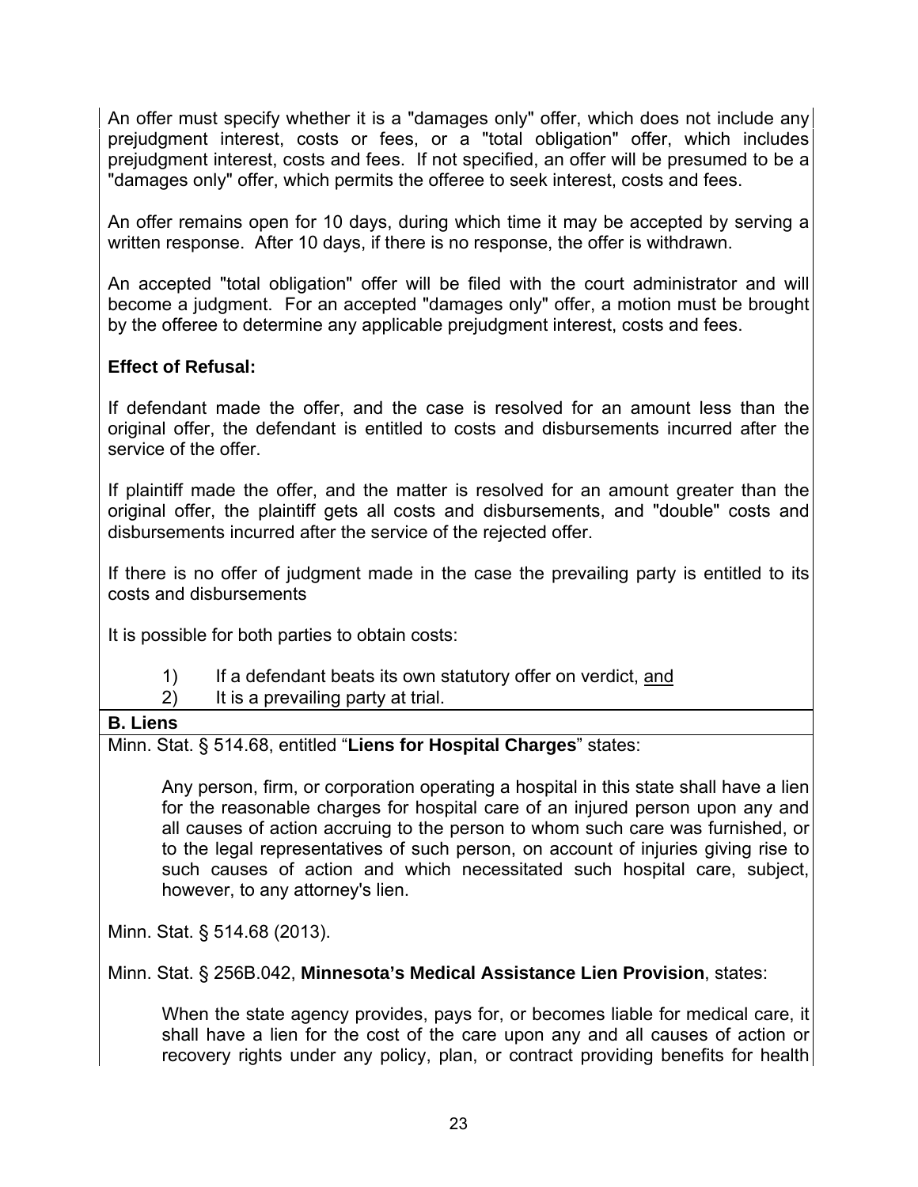An offer must specify whether it is a "damages only" offer, which does not include any prejudgment interest, costs or fees, or a "total obligation" offer, which includes prejudgment interest, costs and fees. If not specified, an offer will be presumed to be a "damages only" offer, which permits the offeree to seek interest, costs and fees.

An offer remains open for 10 days, during which time it may be accepted by serving a written response. After 10 days, if there is no response, the offer is withdrawn.

An accepted "total obligation" offer will be filed with the court administrator and will become a judgment. For an accepted "damages only" offer, a motion must be brought by the offeree to determine any applicable prejudgment interest, costs and fees.

**Effect of Refusal:**

If defendant made the offer, and the case is resolved for an amount less than the original offer, the defendant is entitled to costs and disbursements incurred after the service of the offer.

If plaintiff made the offer, and the matter is resolved for an amount greater than the original offer, the plaintiff gets all costs and disbursements, and "double" costs and disbursements incurred after the service of the rejected offer.

If there is no offer of judgment made in the case the prevailing party is entitled to its costs and disbursements

It is possible for both parties to obtain costs:

1) If a defendant beats its own statutory offer on verdict, <u>and</u>
2) It is a prevailing party at trial.

**B. Liens**

Minn. Stat. § 514.68, entitled "**Liens for Hospital Charges**" states:

> Any person, firm, or corporation operating a hospital in this state shall have a lien for the reasonable charges for hospital care of an injured person upon any and all causes of action accruing to the person to whom such care was furnished, or to the legal representatives of such person, on account of injuries giving rise to such causes of action and which necessitated such hospital care, subject, however, to any attorney's lien.

Minn. Stat. § 514.68 (2013).

Minn. Stat. § 256B.042, **Minnesota's Medical Assistance Lien Provision**, states:

> When the state agency provides, pays for, or becomes liable for medical care, it shall have a lien for the cost of the care upon any and all causes of action or recovery rights under any policy, plan, or contract providing benefits for health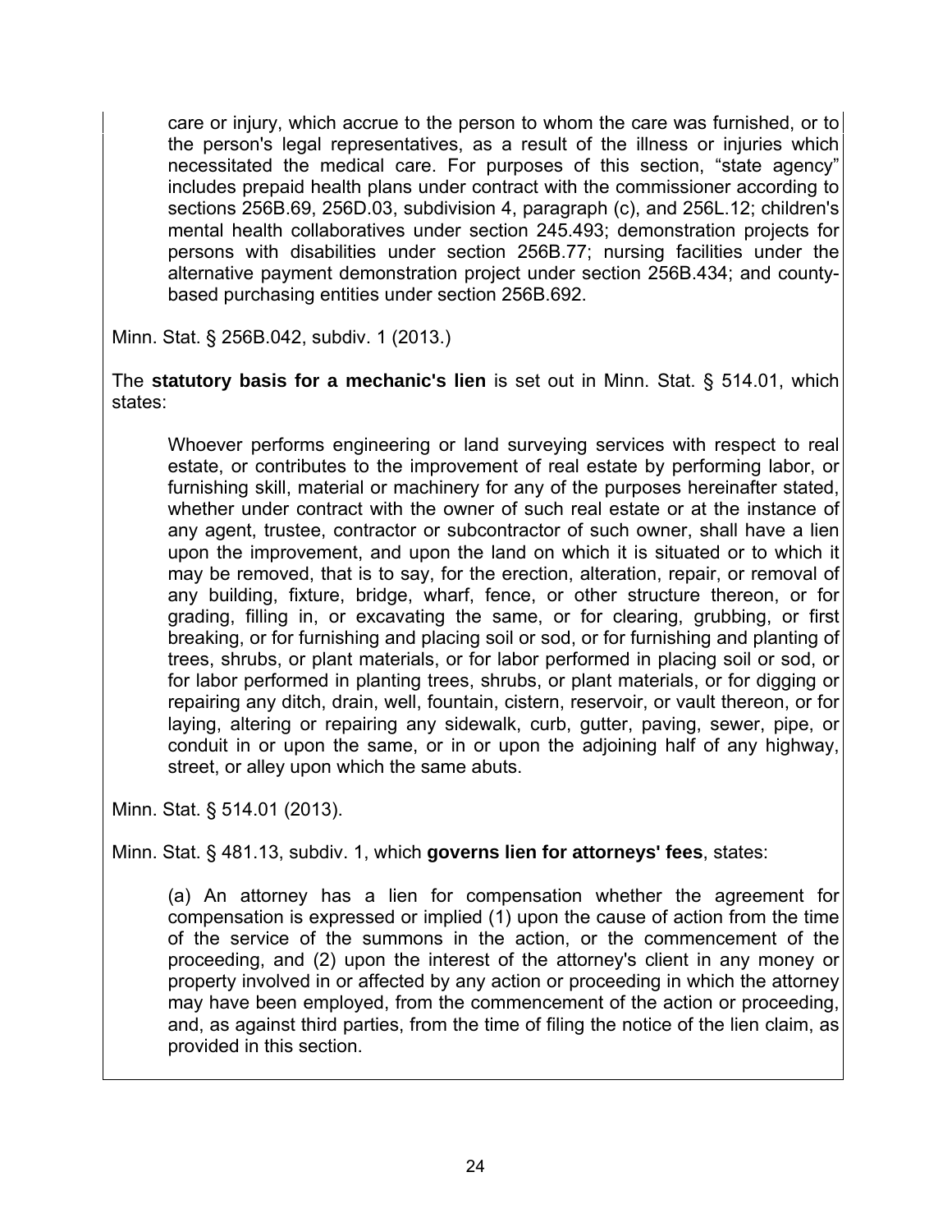> care or injury, which accrue to the person to whom the care was furnished, or to the person's legal representatives, as a result of the illness or injuries which necessitated the medical care. For purposes of this section, "state agency" includes prepaid health plans under contract with the commissioner according to sections 256B.69, 256D.03, subdivision 4, paragraph (c), and 256L.12; children's mental health collaboratives under section 245.493; demonstration projects for persons with disabilities under section 256B.77; nursing facilities under the alternative payment demonstration project under section 256B.434; and county-based purchasing entities under section 256B.692.

Minn. Stat. § 256B.042, subdiv. 1 (2013.)

The **statutory basis for a mechanic's lien** is set out in Minn. Stat. § 514.01, which states:

> Whoever performs engineering or land surveying services with respect to real estate, or contributes to the improvement of real estate by performing labor, or furnishing skill, material or machinery for any of the purposes hereinafter stated, whether under contract with the owner of such real estate or at the instance of any agent, trustee, contractor or subcontractor of such owner, shall have a lien upon the improvement, and upon the land on which it is situated or to which it may be removed, that is to say, for the erection, alteration, repair, or removal of any building, fixture, bridge, wharf, fence, or other structure thereon, or for grading, filling in, or excavating the same, or for clearing, grubbing, or first breaking, or for furnishing and placing soil or sod, or for furnishing and planting of trees, shrubs, or plant materials, or for labor performed in placing soil or sod, or for labor performed in planting trees, shrubs, or plant materials, or for digging or repairing any ditch, drain, well, fountain, cistern, reservoir, or vault thereon, or for laying, altering or repairing any sidewalk, curb, gutter, paving, sewer, pipe, or conduit in or upon the same, or in or upon the adjoining half of any highway, street, or alley upon which the same abuts.

Minn. Stat. § 514.01 (2013).

Minn. Stat. § 481.13, subdiv. 1, which **governs lien for attorneys' fees**, states:

> (a) An attorney has a lien for compensation whether the agreement for compensation is expressed or implied (1) upon the cause of action from the time of the service of the summons in the action, or the commencement of the proceeding, and (2) upon the interest of the attorney's client in any money or property involved in or affected by any action or proceeding in which the attorney may have been employed, from the commencement of the action or proceeding, and, as against third parties, from the time of filing the notice of the lien claim, as provided in this section.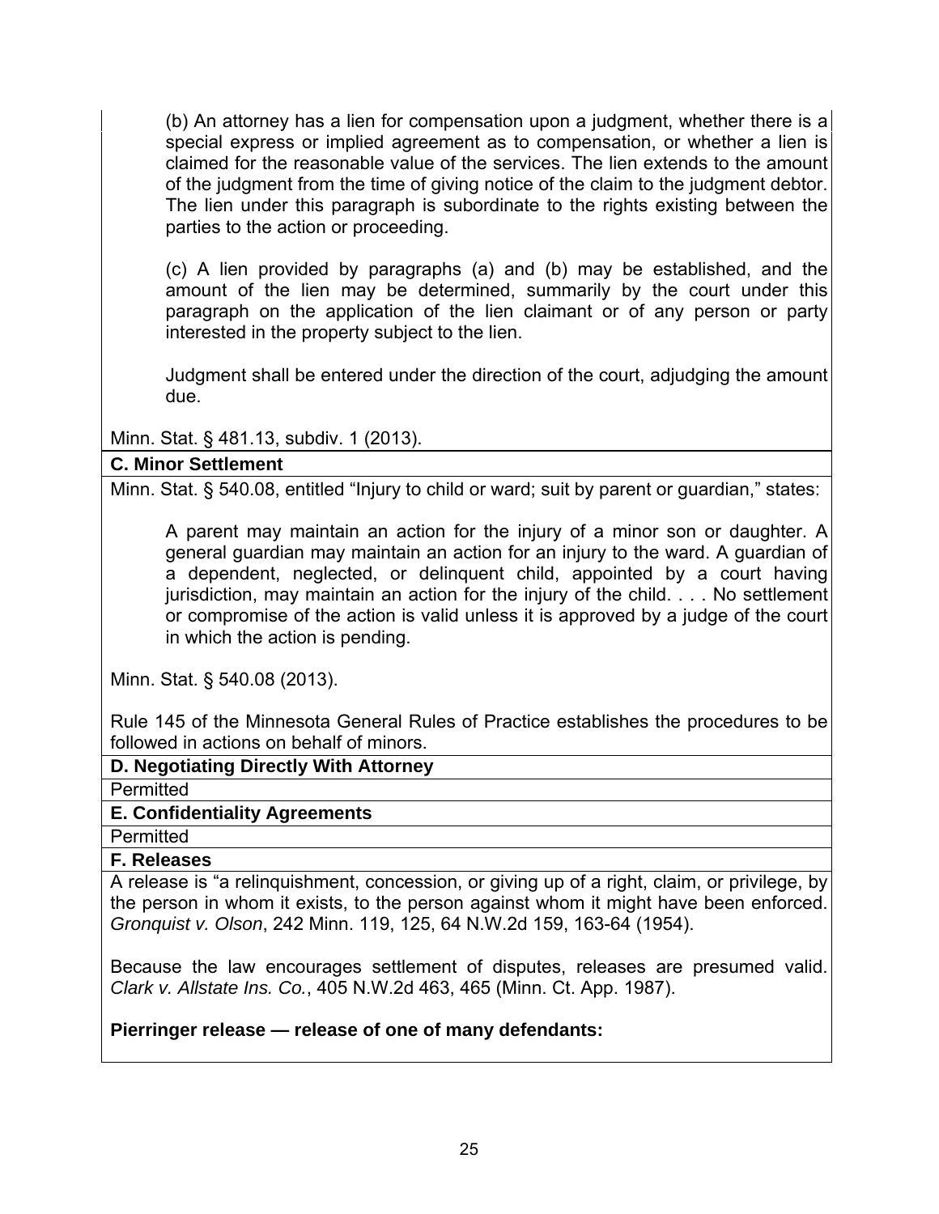> (b) An attorney has a lien for compensation upon a judgment, whether there is a special express or implied agreement as to compensation, or whether a lien is claimed for the reasonable value of the services. The lien extends to the amount of the judgment from the time of giving notice of the claim to the judgment debtor. The lien under this paragraph is subordinate to the rights existing between the parties to the action or proceeding.
>
> (c) A lien provided by paragraphs (a) and (b) may be established, and the amount of the lien may be determined, summarily by the court under this paragraph on the application of the lien claimant or of any person or party interested in the property subject to the lien.
>
> Judgment shall be entered under the direction of the court, adjudging the amount due.

Minn. Stat. § 481.13, subdiv. 1 (2013).

**C. Minor Settlement**

Minn. Stat. § 540.08, entitled "Injury to child or ward; suit by parent or guardian," states:

> A parent may maintain an action for the injury of a minor son or daughter. A general guardian may maintain an action for an injury to the ward. A guardian of a dependent, neglected, or delinquent child, appointed by a court having jurisdiction, may maintain an action for the injury of the child. . . . No settlement or compromise of the action is valid unless it is approved by a judge of the court in which the action is pending.

Minn. Stat. § 540.08 (2013).

Rule 145 of the Minnesota General Rules of Practice establishes the procedures to be followed in actions on behalf of minors.

**D. Negotiating Directly With Attorney**

Permitted

**E. Confidentiality Agreements**

Permitted

**F. Releases**

A release is "a relinquishment, concession, or giving up of a right, claim, or privilege, by the person in whom it exists, to the person against whom it might have been enforced. *Gronquist v. Olson*, 242 Minn. 119, 125, 64 N.W.2d 159, 163-64 (1954).

Because the law encourages settlement of disputes, releases are presumed valid. *Clark v. Allstate Ins. Co.*, 405 N.W.2d 463, 465 (Minn. Ct. App. 1987).

**Pierringer release — release of one of many defendants:**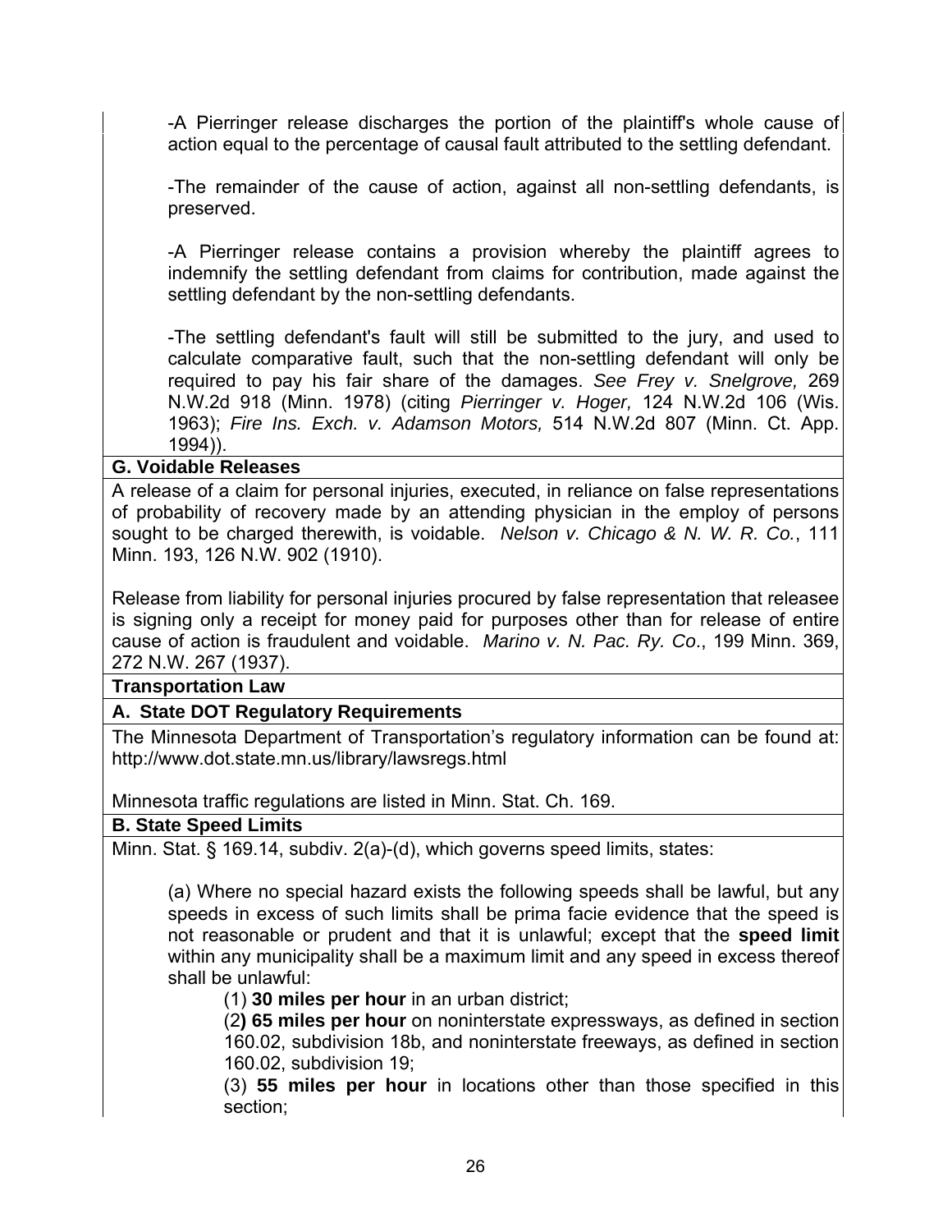-A Pierringer release discharges the portion of the plaintiff's whole cause of action equal to the percentage of causal fault attributed to the settling defendant.

-The remainder of the cause of action, against all non-settling defendants, is preserved.

-A Pierringer release contains a provision whereby the plaintiff agrees to indemnify the settling defendant from claims for contribution, made against the settling defendant by the non-settling defendants.

-The settling defendant's fault will still be submitted to the jury, and used to calculate comparative fault, such that the non-settling defendant will only be required to pay his fair share of the damages. *See Frey v. Snelgrove,* 269 N.W.2d 918 (Minn. 1978) (citing *Pierringer v. Hoger,* 124 N.W.2d 106 (Wis. 1963); *Fire Ins. Exch. v. Adamson Motors,* 514 N.W.2d 807 (Minn. Ct. App. 1994)).

**G. Voidable Releases**

A release of a claim for personal injuries, executed, in reliance on false representations of probability of recovery made by an attending physician in the employ of persons sought to be charged therewith, is voidable. *Nelson v. Chicago & N. W. R. Co.*, 111 Minn. 193, 126 N.W. 902 (1910).

Release from liability for personal injuries procured by false representation that releasee is signing only a receipt for money paid for purposes other than for release of entire cause of action is fraudulent and voidable. *Marino v. N. Pac. Ry. Co*., 199 Minn. 369, 272 N.W. 267 (1937).

## Transportation Law

**A. State DOT Regulatory Requirements**

The Minnesota Department of Transportation's regulatory information can be found at: http://www.dot.state.mn.us/library/lawsregs.html

Minnesota traffic regulations are listed in Minn. Stat. Ch. 169.

**B. State Speed Limits**

Minn. Stat. § 169.14, subdiv. 2(a)-(d), which governs speed limits, states:

> (a) Where no special hazard exists the following speeds shall be lawful, but any speeds in excess of such limits shall be prima facie evidence that the speed is not reasonable or prudent and that it is unlawful; except that the **speed limit** within any municipality shall be a maximum limit and any speed in excess thereof shall be unlawful:
>
> (1) **30 miles per hour** in an urban district;
>
> (2**) 65 miles per hour** on noninterstate expressways, as defined in section 160.02, subdivision 18b, and noninterstate freeways, as defined in section 160.02, subdivision 19;
>
> (3) **55 miles per hour** in locations other than those specified in this section;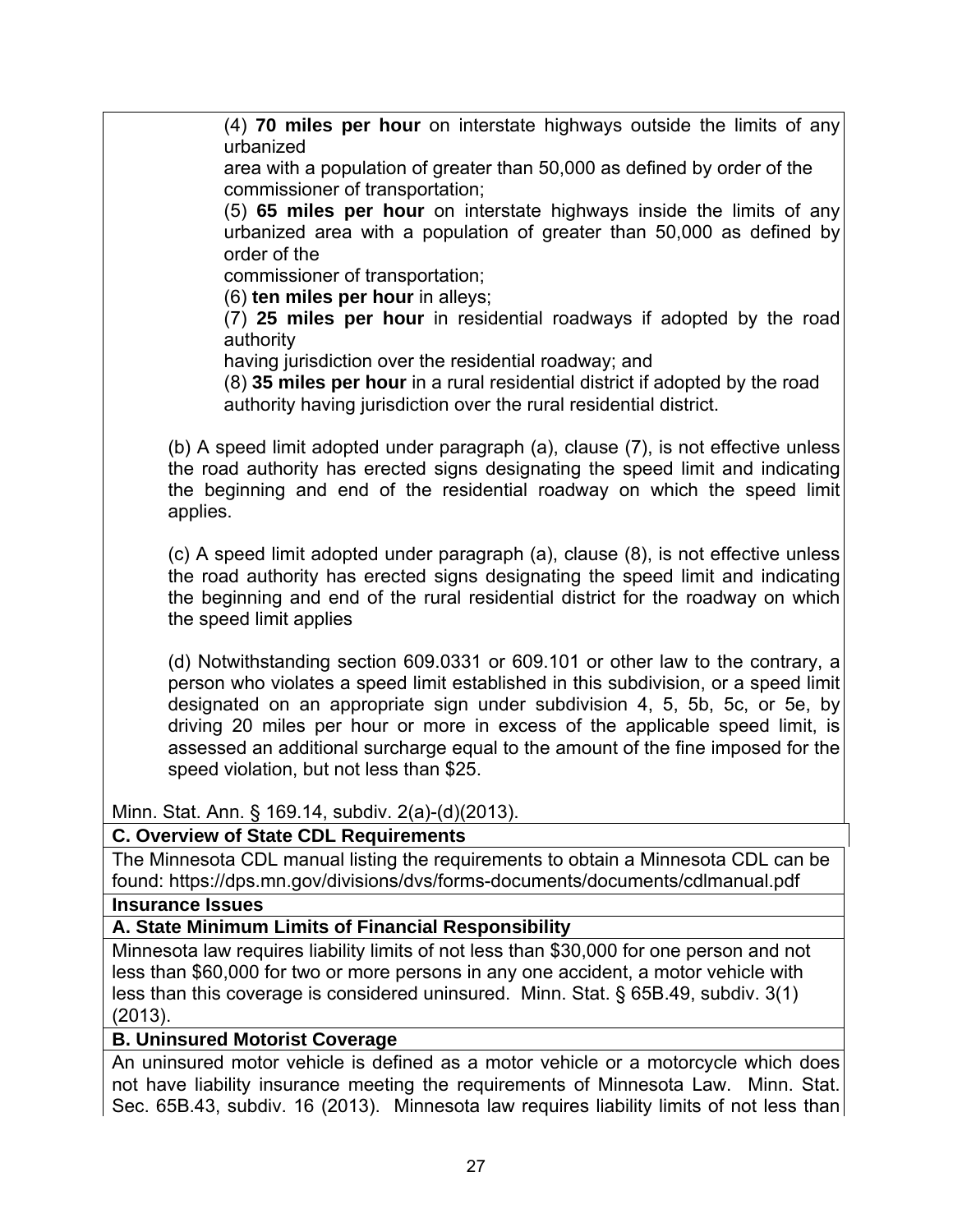(4) **70 miles per hour** on interstate highways outside the limits of any urbanized
area with a population of greater than 50,000 as defined by order of the commissioner of transportation;
(5) **65 miles per hour** on interstate highways inside the limits of any urbanized area with a population of greater than 50,000 as defined by order of the
commissioner of transportation;
(6) **ten miles per hour** in alleys;
(7) **25 miles per hour** in residential roadways if adopted by the road authority
having jurisdiction over the residential roadway; and
(8) **35 miles per hour** in a rural residential district if adopted by the road authority having jurisdiction over the rural residential district.

(b) A speed limit adopted under paragraph (a), clause (7), is not effective unless the road authority has erected signs designating the speed limit and indicating the beginning and end of the residential roadway on which the speed limit applies.

(c) A speed limit adopted under paragraph (a), clause (8), is not effective unless the road authority has erected signs designating the speed limit and indicating the beginning and end of the rural residential district for the roadway on which the speed limit applies

(d) Notwithstanding section 609.0331 or 609.101 or other law to the contrary, a person who violates a speed limit established in this subdivision, or a speed limit designated on an appropriate sign under subdivision 4, 5, 5b, 5c, or 5e, by driving 20 miles per hour or more in excess of the applicable speed limit, is assessed an additional surcharge equal to the amount of the fine imposed for the speed violation, but not less than $25.

Minn. Stat. Ann. § 169.14, subdiv. 2(a)-(d)(2013).

**C. Overview of State CDL Requirements**

The Minnesota CDL manual listing the requirements to obtain a Minnesota CDL can be found: https://dps.mn.gov/divisions/dvs/forms-documents/documents/cdlmanual.pdf

**Insurance Issues**

**A. State Minimum Limits of Financial Responsibility**

Minnesota law requires liability limits of not less than $30,000 for one person and not less than $60,000 for two or more persons in any one accident, a motor vehicle with less than this coverage is considered uninsured. Minn. Stat. § 65B.49, subdiv. 3(1) (2013).

**B. Uninsured Motorist Coverage**

An uninsured motor vehicle is defined as a motor vehicle or a motorcycle which does not have liability insurance meeting the requirements of Minnesota Law. Minn. Stat. Sec. 65B.43, subdiv. 16 (2013). Minnesota law requires liability limits of not less than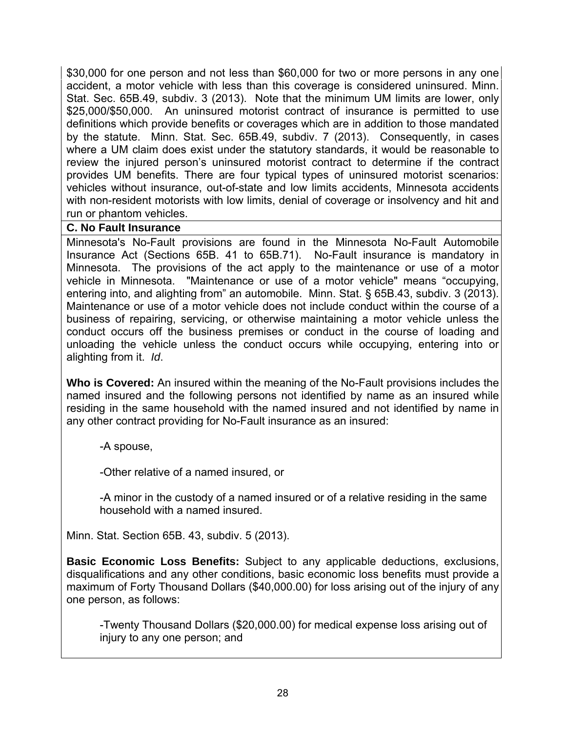$30,000 for one person and not less than $60,000 for two or more persons in any one accident, a motor vehicle with less than this coverage is considered uninsured. Minn. Stat. Sec. 65B.49, subdiv. 3 (2013). Note that the minimum UM limits are lower, only $25,000/$50,000. An uninsured motorist contract of insurance is permitted to use definitions which provide benefits or coverages which are in addition to those mandated by the statute. Minn. Stat. Sec. 65B.49, subdiv. 7 (2013). Consequently, in cases where a UM claim does exist under the statutory standards, it would be reasonable to review the injured person's uninsured motorist contract to determine if the contract provides UM benefits. There are four typical types of uninsured motorist scenarios: vehicles without insurance, out-of-state and low limits accidents, Minnesota accidents with non-resident motorists with low limits, denial of coverage or insolvency and hit and run or phantom vehicles.

**C. No Fault Insurance**

Minnesota's No-Fault provisions are found in the Minnesota No-Fault Automobile Insurance Act (Sections 65B. 41 to 65B.71). No-Fault insurance is mandatory in Minnesota. The provisions of the act apply to the maintenance or use of a motor vehicle in Minnesota. "Maintenance or use of a motor vehicle" means "occupying, entering into, and alighting from" an automobile. Minn. Stat. § 65B.43, subdiv. 3 (2013). Maintenance or use of a motor vehicle does not include conduct within the course of a business of repairing, servicing, or otherwise maintaining a motor vehicle unless the conduct occurs off the business premises or conduct in the course of loading and unloading the vehicle unless the conduct occurs while occupying, entering into or alighting from it. *Id*.

**Who is Covered:** An insured within the meaning of the No-Fault provisions includes the named insured and the following persons not identified by name as an insured while residing in the same household with the named insured and not identified by name in any other contract providing for No-Fault insurance as an insured:

- A spouse,
- Other relative of a named insured, or
- A minor in the custody of a named insured or of a relative residing in the same household with a named insured.

Minn. Stat. Section 65B. 43, subdiv. 5 (2013).

**Basic Economic Loss Benefits:** Subject to any applicable deductions, exclusions, disqualifications and any other conditions, basic economic loss benefits must provide a maximum of Forty Thousand Dollars ($40,000.00) for loss arising out of the injury of any one person, as follows:

- Twenty Thousand Dollars ($20,000.00) for medical expense loss arising out of injury to any one person; and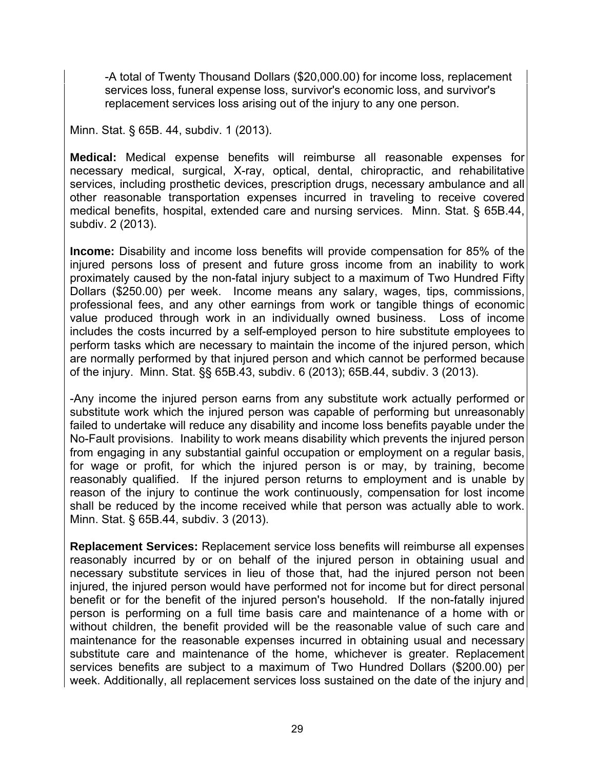-A total of Twenty Thousand Dollars ($20,000.00) for income loss, replacement services loss, funeral expense loss, survivor's economic loss, and survivor's replacement services loss arising out of the injury to any one person.

Minn. Stat. § 65B. 44, subdiv. 1 (2013).

**Medical:** Medical expense benefits will reimburse all reasonable expenses for necessary medical, surgical, X-ray, optical, dental, chiropractic, and rehabilitative services, including prosthetic devices, prescription drugs, necessary ambulance and all other reasonable transportation expenses incurred in traveling to receive covered medical benefits, hospital, extended care and nursing services. Minn. Stat. § 65B.44, subdiv. 2 (2013).

**Income:** Disability and income loss benefits will provide compensation for 85% of the injured persons loss of present and future gross income from an inability to work proximately caused by the non-fatal injury subject to a maximum of Two Hundred Fifty Dollars ($250.00) per week. Income means any salary, wages, tips, commissions, professional fees, and any other earnings from work or tangible things of economic value produced through work in an individually owned business. Loss of income includes the costs incurred by a self-employed person to hire substitute employees to perform tasks which are necessary to maintain the income of the injured person, which are normally performed by that injured person and which cannot be performed because of the injury. Minn. Stat. §§ 65B.43, subdiv. 6 (2013); 65B.44, subdiv. 3 (2013).

-Any income the injured person earns from any substitute work actually performed or substitute work which the injured person was capable of performing but unreasonably failed to undertake will reduce any disability and income loss benefits payable under the No-Fault provisions. Inability to work means disability which prevents the injured person from engaging in any substantial gainful occupation or employment on a regular basis, for wage or profit, for which the injured person is or may, by training, become reasonably qualified. If the injured person returns to employment and is unable by reason of the injury to continue the work continuously, compensation for lost income shall be reduced by the income received while that person was actually able to work. Minn. Stat. § 65B.44, subdiv. 3 (2013).

**Replacement Services:** Replacement service loss benefits will reimburse all expenses reasonably incurred by or on behalf of the injured person in obtaining usual and necessary substitute services in lieu of those that, had the injured person not been injured, the injured person would have performed not for income but for direct personal benefit or for the benefit of the injured person's household. If the non-fatally injured person is performing on a full time basis care and maintenance of a home with or without children, the benefit provided will be the reasonable value of such care and maintenance for the reasonable expenses incurred in obtaining usual and necessary substitute care and maintenance of the home, whichever is greater. Replacement services benefits are subject to a maximum of Two Hundred Dollars ($200.00) per week. Additionally, all replacement services loss sustained on the date of the injury and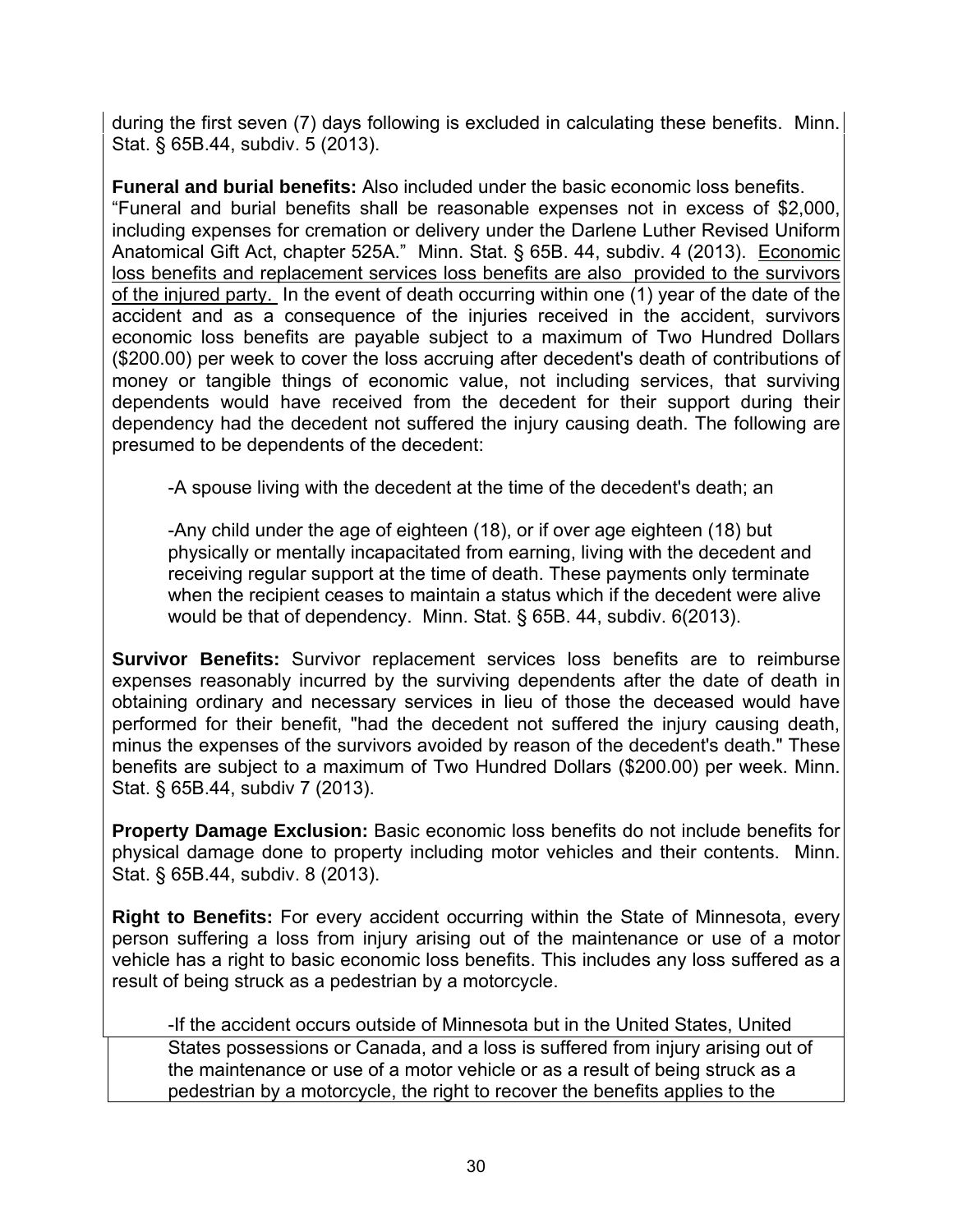during the first seven (7) days following is excluded in calculating these benefits. Minn. Stat. § 65B.44, subdiv. 5 (2013).

**Funeral and burial benefits:** Also included under the basic economic loss benefits. "Funeral and burial benefits shall be reasonable expenses not in excess of $2,000, including expenses for cremation or delivery under the Darlene Luther Revised Uniform Anatomical Gift Act, chapter 525A." Minn. Stat. § 65B. 44, subdiv. 4 (2013). <u>Economic loss benefits and replacement services loss benefits are also provided to the survivors of the injured party.</u> In the event of death occurring within one (1) year of the date of the accident and as a consequence of the injuries received in the accident, survivors economic loss benefits are payable subject to a maximum of Two Hundred Dollars ($200.00) per week to cover the loss accruing after decedent's death of contributions of money or tangible things of economic value, not including services, that surviving dependents would have received from the decedent for their support during their dependency had the decedent not suffered the injury causing death. The following are presumed to be dependents of the decedent:

-A spouse living with the decedent at the time of the decedent's death; an

-Any child under the age of eighteen (18), or if over age eighteen (18) but physically or mentally incapacitated from earning, living with the decedent and receiving regular support at the time of death. These payments only terminate when the recipient ceases to maintain a status which if the decedent were alive would be that of dependency. Minn. Stat. § 65B. 44, subdiv. 6(2013).

**Survivor Benefits:** Survivor replacement services loss benefits are to reimburse expenses reasonably incurred by the surviving dependents after the date of death in obtaining ordinary and necessary services in lieu of those the deceased would have performed for their benefit, "had the decedent not suffered the injury causing death, minus the expenses of the survivors avoided by reason of the decedent's death." These benefits are subject to a maximum of Two Hundred Dollars ($200.00) per week. Minn. Stat. § 65B.44, subdiv 7 (2013).

**Property Damage Exclusion:** Basic economic loss benefits do not include benefits for physical damage done to property including motor vehicles and their contents. Minn. Stat. § 65B.44, subdiv. 8 (2013).

**Right to Benefits:** For every accident occurring within the State of Minnesota, every person suffering a loss from injury arising out of the maintenance or use of a motor vehicle has a right to basic economic loss benefits. This includes any loss suffered as a result of being struck as a pedestrian by a motorcycle.

-If the accident occurs outside of Minnesota but in the United States, United States possessions or Canada, and a loss is suffered from injury arising out of the maintenance or use of a motor vehicle or as a result of being struck as a pedestrian by a motorcycle, the right to recover the benefits applies to the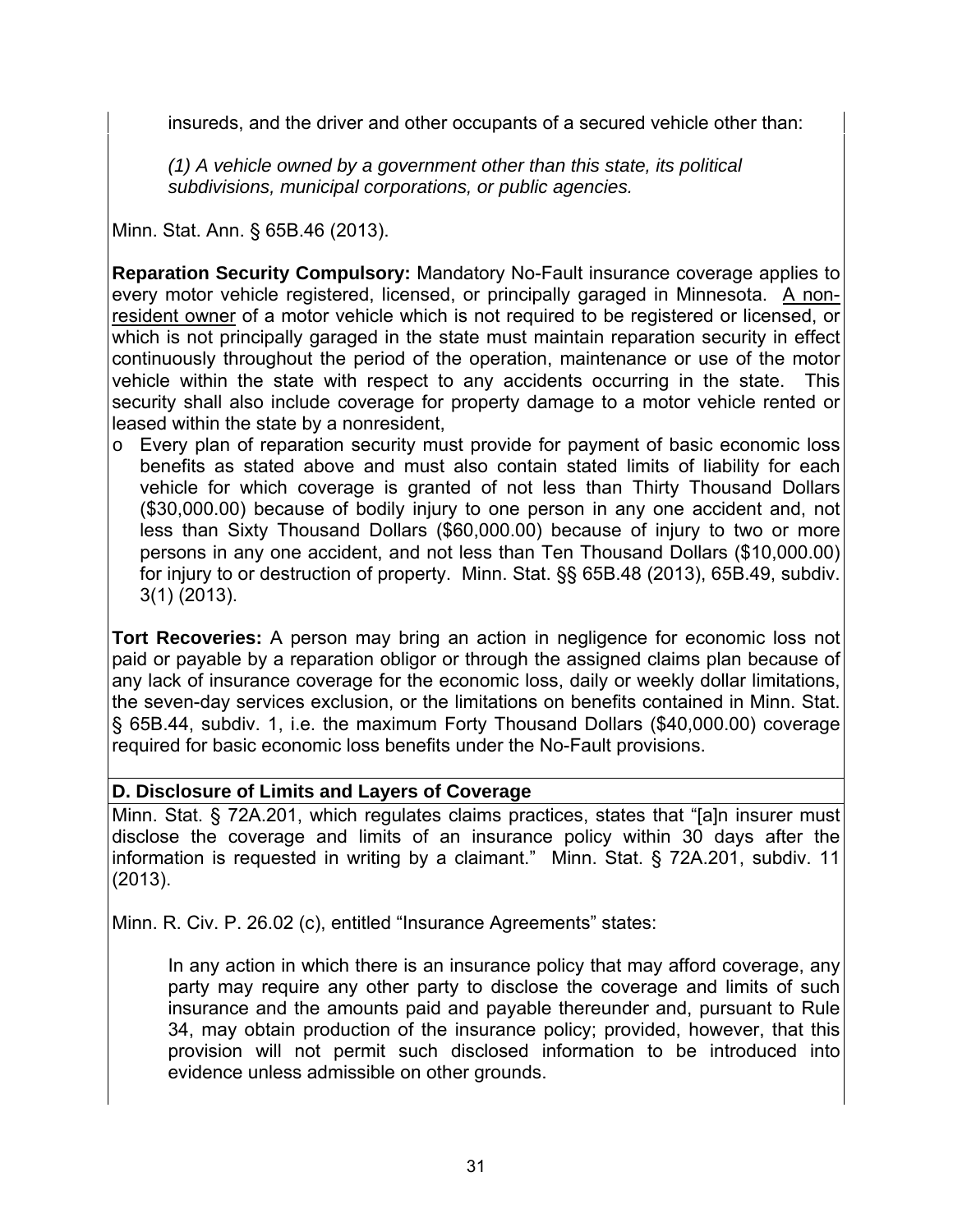insureds, and the driver and other occupants of a secured vehicle other than:

> *(1) A vehicle owned by a government other than this state, its political subdivisions, municipal corporations, or public agencies.*

Minn. Stat. Ann. § 65B.46 (2013).

**Reparation Security Compulsory:** Mandatory No-Fault insurance coverage applies to every motor vehicle registered, licensed, or principally garaged in Minnesota. <u>A non-resident owner</u> of a motor vehicle which is not required to be registered or licensed, or which is not principally garaged in the state must maintain reparation security in effect continuously throughout the period of the operation, maintenance or use of the motor vehicle within the state with respect to any accidents occurring in the state. This security shall also include coverage for property damage to a motor vehicle rented or leased within the state by a nonresident,

- Every plan of reparation security must provide for payment of basic economic loss benefits as stated above and must also contain stated limits of liability for each vehicle for which coverage is granted of not less than Thirty Thousand Dollars ($30,000.00) because of bodily injury to one person in any one accident and, not less than Sixty Thousand Dollars ($60,000.00) because of injury to two or more persons in any one accident, and not less than Ten Thousand Dollars ($10,000.00) for injury to or destruction of property. Minn. Stat. §§ 65B.48 (2013), 65B.49, subdiv. 3(1) (2013).

**Tort Recoveries:** A person may bring an action in negligence for economic loss not paid or payable by a reparation obligor or through the assigned claims plan because of any lack of insurance coverage for the economic loss, daily or weekly dollar limitations, the seven-day services exclusion, or the limitations on benefits contained in Minn. Stat. § 65B.44, subdiv. 1, i.e. the maximum Forty Thousand Dollars ($40,000.00) coverage required for basic economic loss benefits under the No-Fault provisions.

### D. Disclosure of Limits and Layers of Coverage

Minn. Stat. § 72A.201, which regulates claims practices, states that "[a]n insurer must disclose the coverage and limits of an insurance policy within 30 days after the information is requested in writing by a claimant." Minn. Stat. § 72A.201, subdiv. 11 (2013).

Minn. R. Civ. P. 26.02 (c), entitled "Insurance Agreements" states:

> In any action in which there is an insurance policy that may afford coverage, any party may require any other party to disclose the coverage and limits of such insurance and the amounts paid and payable thereunder and, pursuant to Rule 34, may obtain production of the insurance policy; provided, however, that this provision will not permit such disclosed information to be introduced into evidence unless admissible on other grounds.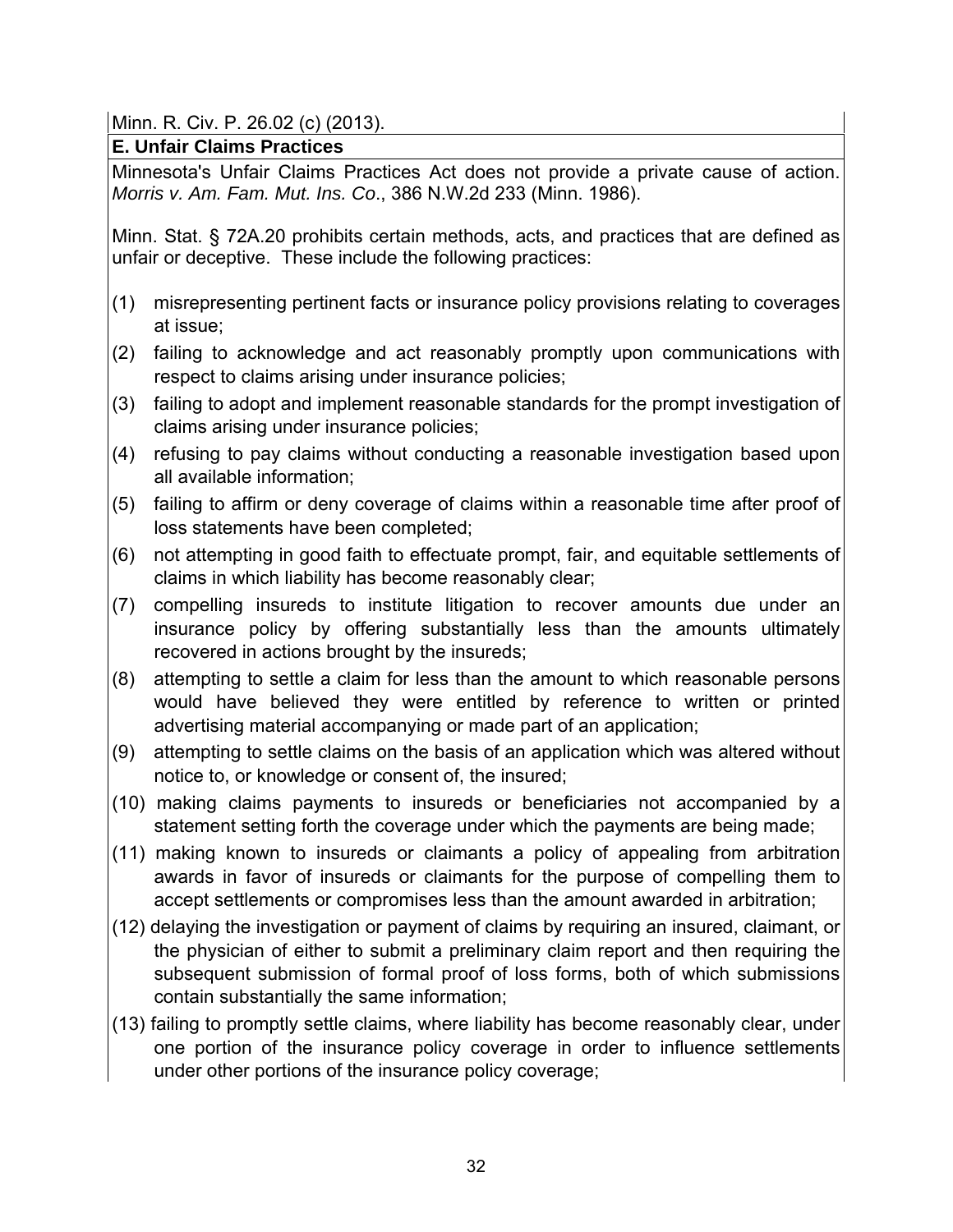Minn. R. Civ. P. 26.02 (c) (2013).

**E. Unfair Claims Practices**

Minnesota's Unfair Claims Practices Act does not provide a private cause of action. *Morris v. Am. Fam. Mut. Ins. Co*., 386 N.W.2d 233 (Minn. 1986).

Minn. Stat. § 72A.20 prohibits certain methods, acts, and practices that are defined as unfair or deceptive. These include the following practices:

(1) misrepresenting pertinent facts or insurance policy provisions relating to coverages at issue;

(2) failing to acknowledge and act reasonably promptly upon communications with respect to claims arising under insurance policies;

(3) failing to adopt and implement reasonable standards for the prompt investigation of claims arising under insurance policies;

(4) refusing to pay claims without conducting a reasonable investigation based upon all available information;

(5) failing to affirm or deny coverage of claims within a reasonable time after proof of loss statements have been completed;

(6) not attempting in good faith to effectuate prompt, fair, and equitable settlements of claims in which liability has become reasonably clear;

(7) compelling insureds to institute litigation to recover amounts due under an insurance policy by offering substantially less than the amounts ultimately recovered in actions brought by the insureds;

(8) attempting to settle a claim for less than the amount to which reasonable persons would have believed they were entitled by reference to written or printed advertising material accompanying or made part of an application;

(9) attempting to settle claims on the basis of an application which was altered without notice to, or knowledge or consent of, the insured;

(10) making claims payments to insureds or beneficiaries not accompanied by a statement setting forth the coverage under which the payments are being made;

(11) making known to insureds or claimants a policy of appealing from arbitration awards in favor of insureds or claimants for the purpose of compelling them to accept settlements or compromises less than the amount awarded in arbitration;

(12) delaying the investigation or payment of claims by requiring an insured, claimant, or the physician of either to submit a preliminary claim report and then requiring the subsequent submission of formal proof of loss forms, both of which submissions contain substantially the same information;

(13) failing to promptly settle claims, where liability has become reasonably clear, under one portion of the insurance policy coverage in order to influence settlements under other portions of the insurance policy coverage;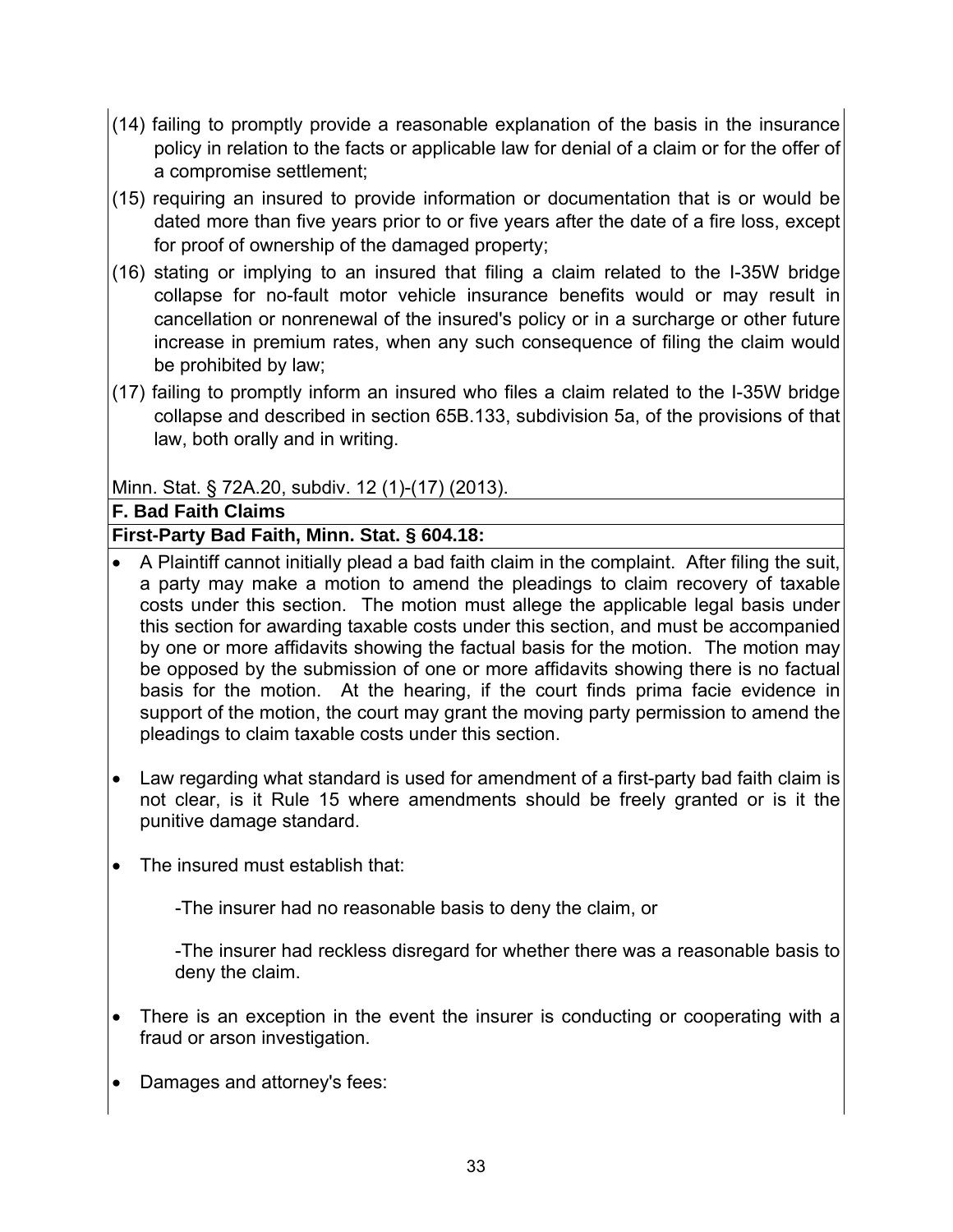(14) failing to promptly provide a reasonable explanation of the basis in the insurance policy in relation to the facts or applicable law for denial of a claim or for the offer of a compromise settlement;

(15) requiring an insured to provide information or documentation that is or would be dated more than five years prior to or five years after the date of a fire loss, except for proof of ownership of the damaged property;

(16) stating or implying to an insured that filing a claim related to the I-35W bridge collapse for no-fault motor vehicle insurance benefits would or may result in cancellation or nonrenewal of the insured's policy or in a surcharge or other future increase in premium rates, when any such consequence of filing the claim would be prohibited by law;

(17) failing to promptly inform an insured who files a claim related to the I-35W bridge collapse and described in section 65B.133, subdivision 5a, of the provisions of that law, both orally and in writing.

Minn. Stat. § 72A.20, subdiv. 12 (1)-(17) (2013).

**F. Bad Faith Claims**

**First-Party Bad Faith, Minn. Stat. § 604.18:**

- A Plaintiff cannot initially plead a bad faith claim in the complaint. After filing the suit, a party may make a motion to amend the pleadings to claim recovery of taxable costs under this section. The motion must allege the applicable legal basis under this section for awarding taxable costs under this section, and must be accompanied by one or more affidavits showing the factual basis for the motion. The motion may be opposed by the submission of one or more affidavits showing there is no factual basis for the motion. At the hearing, if the court finds prima facie evidence in support of the motion, the court may grant the moving party permission to amend the pleadings to claim taxable costs under this section.

- Law regarding what standard is used for amendment of a first-party bad faith claim is not clear, is it Rule 15 where amendments should be freely granted or is it the punitive damage standard.

- The insured must establish that:

  -The insurer had no reasonable basis to deny the claim, or

  -The insurer had reckless disregard for whether there was a reasonable basis to deny the claim.

- There is an exception in the event the insurer is conducting or cooperating with a fraud or arson investigation.

- Damages and attorney's fees: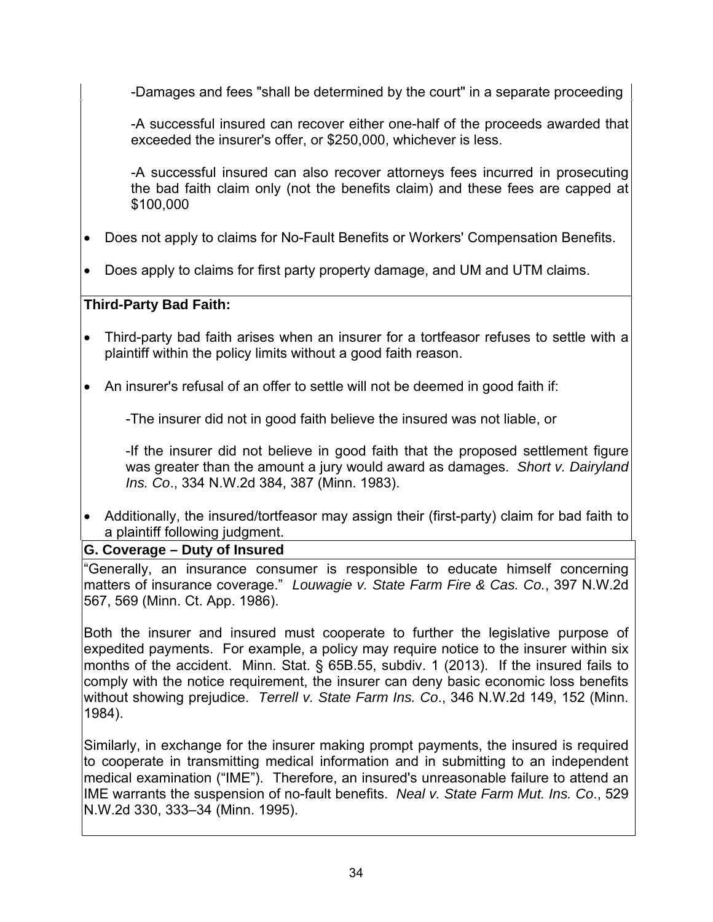-Damages and fees "shall be determined by the court" in a separate proceeding

-A successful insured can recover either one-half of the proceeds awarded that exceeded the insurer's offer, or $250,000, whichever is less.

-A successful insured can also recover attorneys fees incurred in prosecuting the bad faith claim only (not the benefits claim) and these fees are capped at $100,000

- Does not apply to claims for No-Fault Benefits or Workers' Compensation Benefits.
- Does apply to claims for first party property damage, and UM and UTM claims.

**Third-Party Bad Faith:**

- Third-party bad faith arises when an insurer for a tortfeasor refuses to settle with a plaintiff within the policy limits without a good faith reason.
- An insurer's refusal of an offer to settle will not be deemed in good faith if:

  -The insurer did not in good faith believe the insured was not liable, or

  -If the insurer did not believe in good faith that the proposed settlement figure was greater than the amount a jury would award as damages. *Short v. Dairyland Ins. Co*., 334 N.W.2d 384, 387 (Minn. 1983).

- Additionally, the insured/tortfeasor may assign their (first-party) claim for bad faith to a plaintiff following judgment.

**G. Coverage – Duty of Insured**

"Generally, an insurance consumer is responsible to educate himself concerning matters of insurance coverage." *Louwagie v. State Farm Fire & Cas. Co.*, 397 N.W.2d 567, 569 (Minn. Ct. App. 1986).

Both the insurer and insured must cooperate to further the legislative purpose of expedited payments. For example, a policy may require notice to the insurer within six months of the accident. Minn. Stat. § 65B.55, subdiv. 1 (2013). If the insured fails to comply with the notice requirement, the insurer can deny basic economic loss benefits without showing prejudice. *Terrell v. State Farm Ins. Co*., 346 N.W.2d 149, 152 (Minn. 1984).

Similarly, in exchange for the insurer making prompt payments, the insured is required to cooperate in transmitting medical information and in submitting to an independent medical examination ("IME"). Therefore, an insured's unreasonable failure to attend an IME warrants the suspension of no-fault benefits. *Neal v. State Farm Mut. Ins. Co*., 529 N.W.2d 330, 333–34 (Minn. 1995).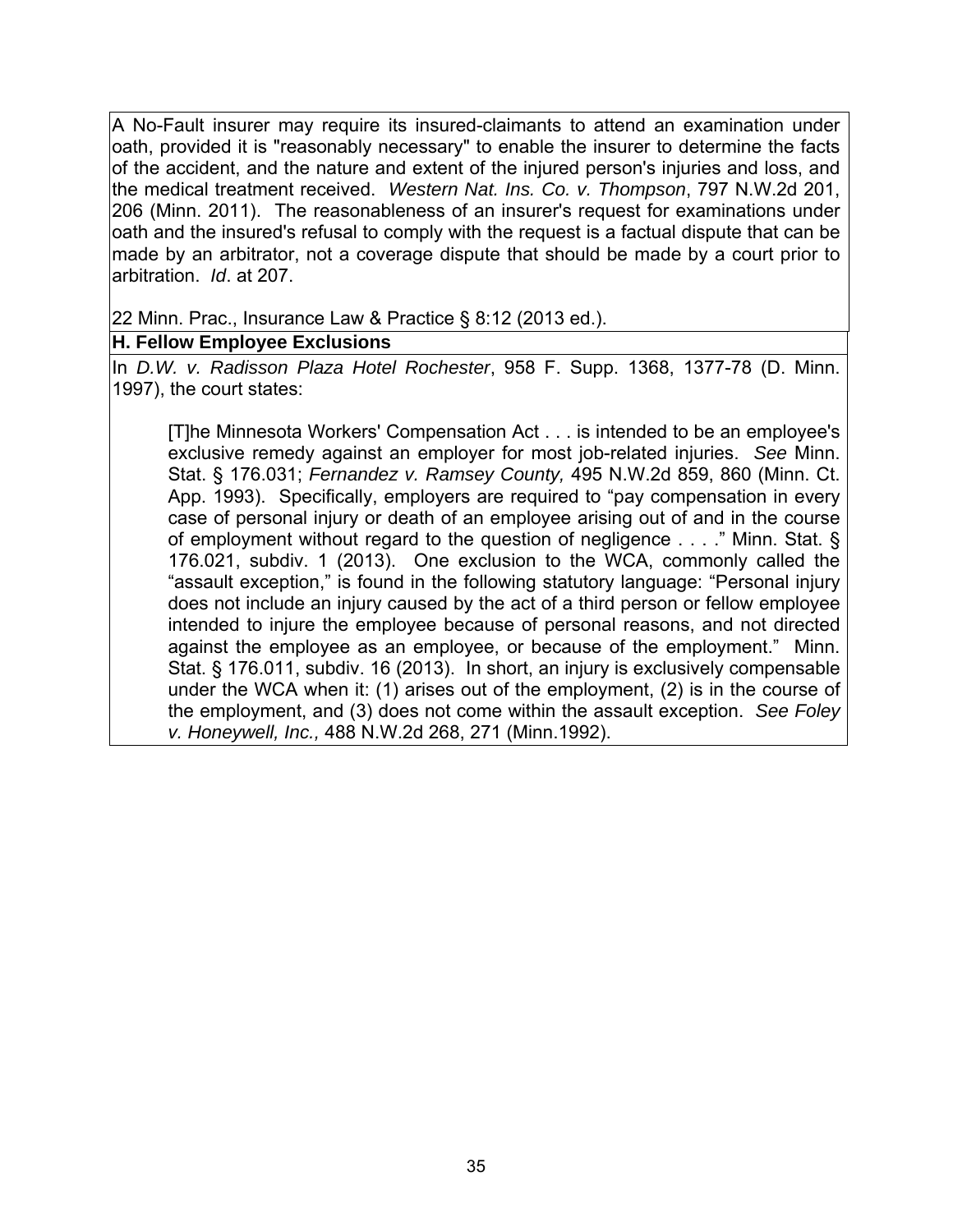A No-Fault insurer may require its insured-claimants to attend an examination under oath, provided it is "reasonably necessary" to enable the insurer to determine the facts of the accident, and the nature and extent of the injured person's injuries and loss, and the medical treatment received. *Western Nat. Ins. Co. v. Thompson*, 797 N.W.2d 201, 206 (Minn. 2011). The reasonableness of an insurer's request for examinations under oath and the insured's refusal to comply with the request is a factual dispute that can be made by an arbitrator, not a coverage dispute that should be made by a court prior to arbitration. *Id*. at 207.

22 Minn. Prac., Insurance Law & Practice § 8:12 (2013 ed.).

**H. Fellow Employee Exclusions**

In *D.W. v. Radisson Plaza Hotel Rochester*, 958 F. Supp. 1368, 1377-78 (D. Minn. 1997), the court states:

> [T]he Minnesota Workers' Compensation Act . . . is intended to be an employee's exclusive remedy against an employer for most job-related injuries. *See* Minn. Stat. § 176.031; *Fernandez v. Ramsey County,* 495 N.W.2d 859, 860 (Minn. Ct. App. 1993). Specifically, employers are required to "pay compensation in every case of personal injury or death of an employee arising out of and in the course of employment without regard to the question of negligence . . . ." Minn. Stat. § 176.021, subdiv. 1 (2013). One exclusion to the WCA, commonly called the "assault exception," is found in the following statutory language: "Personal injury does not include an injury caused by the act of a third person or fellow employee intended to injure the employee because of personal reasons, and not directed against the employee as an employee, or because of the employment." Minn. Stat. § 176.011, subdiv. 16 (2013). In short, an injury is exclusively compensable under the WCA when it: (1) arises out of the employment, (2) is in the course of the employment, and (3) does not come within the assault exception. *See Foley v. Honeywell, Inc.,* 488 N.W.2d 268, 271 (Minn.1992).